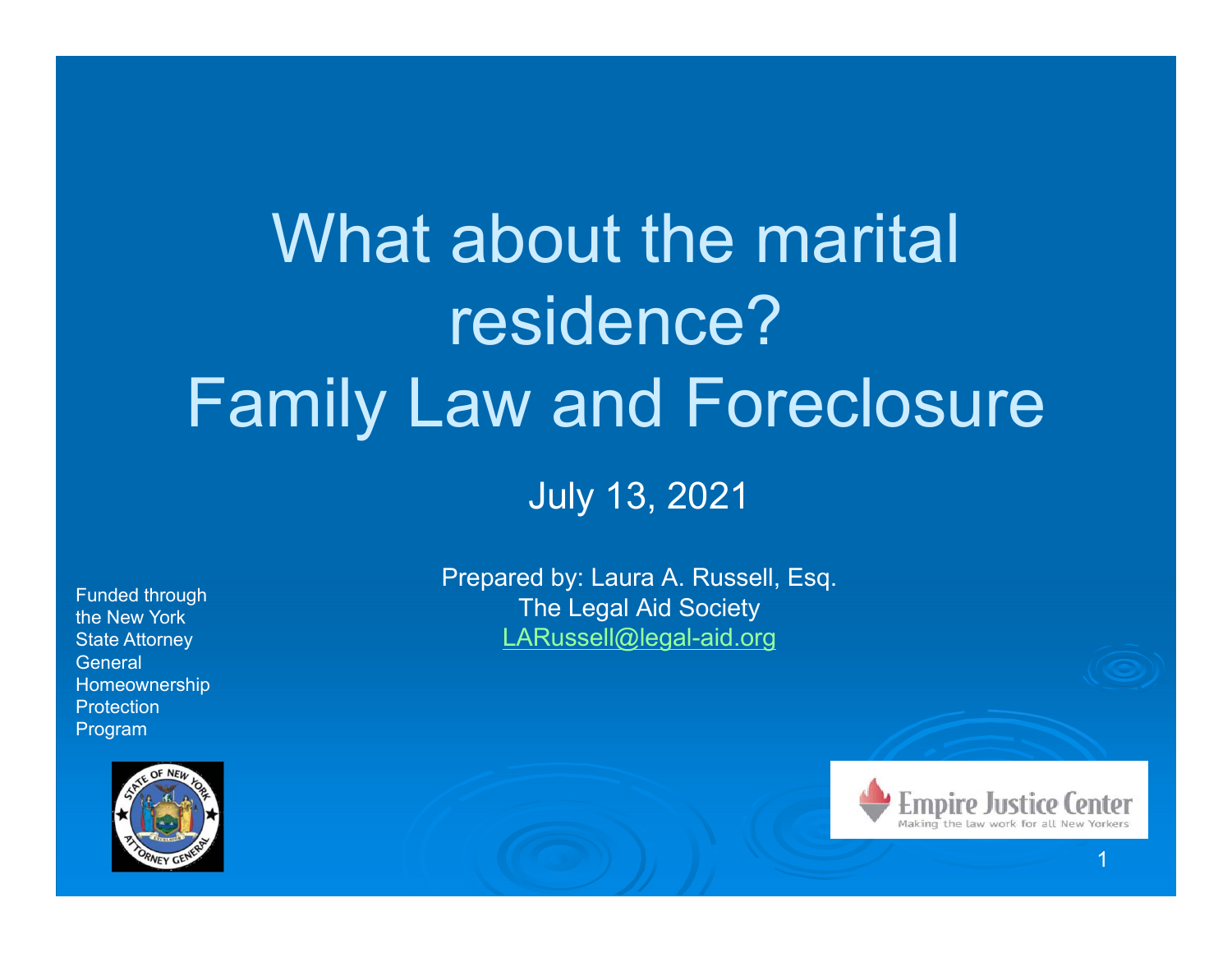# What about the marital residence?
# Family Law and Foreclosure

July 13, 2021

Prepared by: Laura A. Russell, Esq.
The Legal Aid Society
LARussell@legal-aid.org

Funded through the New York State Attorney General Homeownership Protection Program

Empire Justice Center
Making the law work for all New Yorkers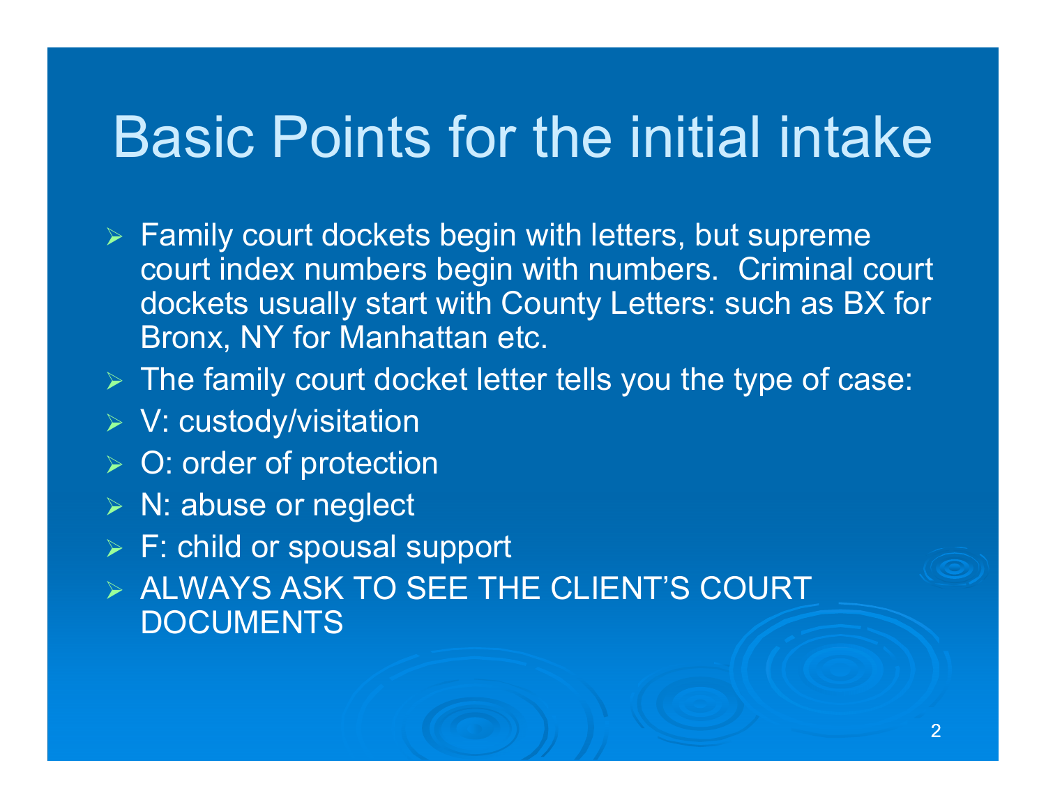# Basic Points for the initial intake

- Family court dockets begin with letters, but supreme court index numbers begin with numbers. Criminal court dockets usually start with County Letters: such as BX for Bronx, NY for Manhattan etc.
- The family court docket letter tells you the type of case:
- V: custody/visitation
- O: order of protection
- N: abuse or neglect
- F: child or spousal support
- ALWAYS ASK TO SEE THE CLIENT'S COURT DOCUMENTS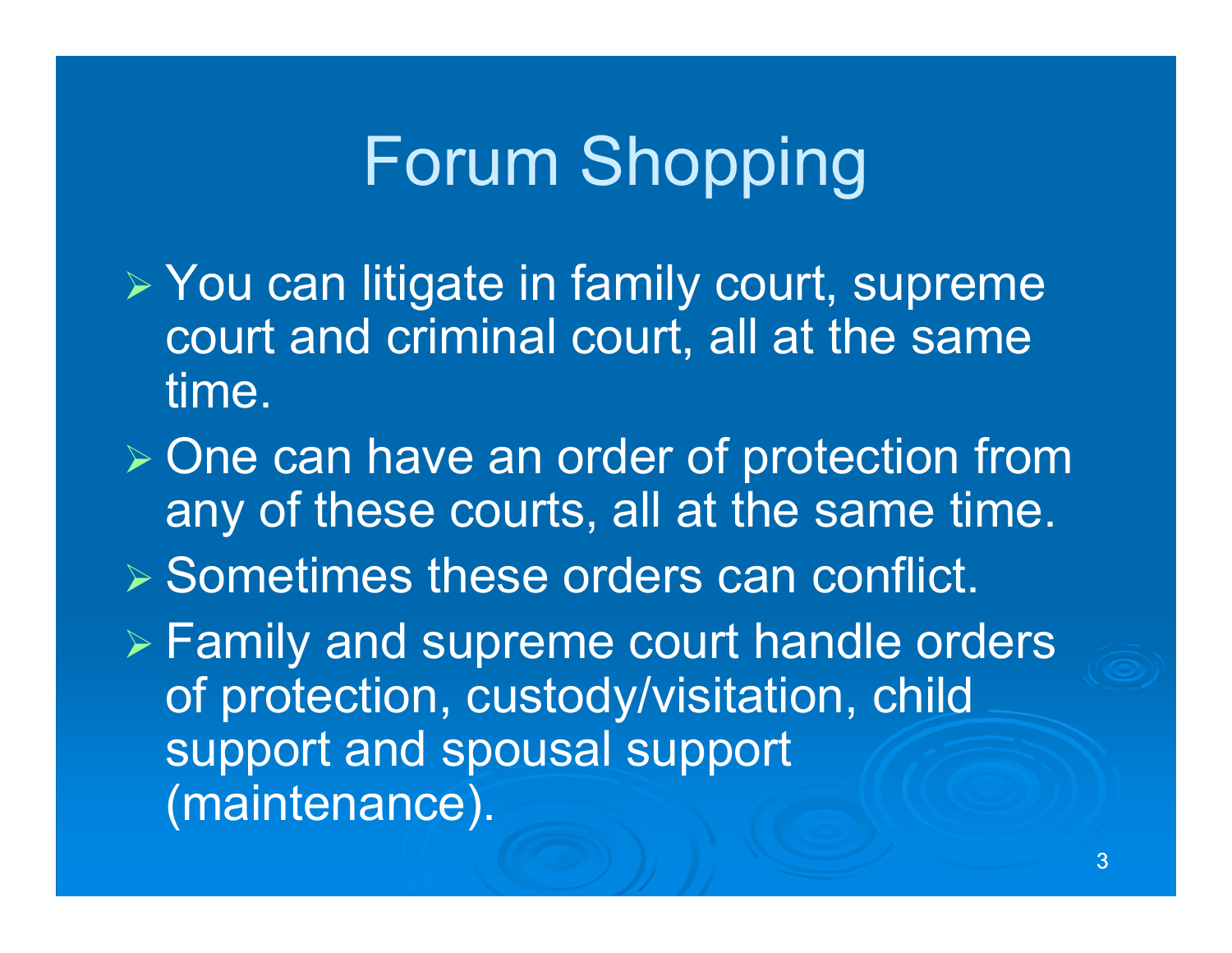# Forum Shopping

- You can litigate in family court, supreme court and criminal court, all at the same time.
- One can have an order of protection from any of these courts, all at the same time.
- Sometimes these orders can conflict.
- Family and supreme court handle orders of protection, custody/visitation, child support and spousal support (maintenance).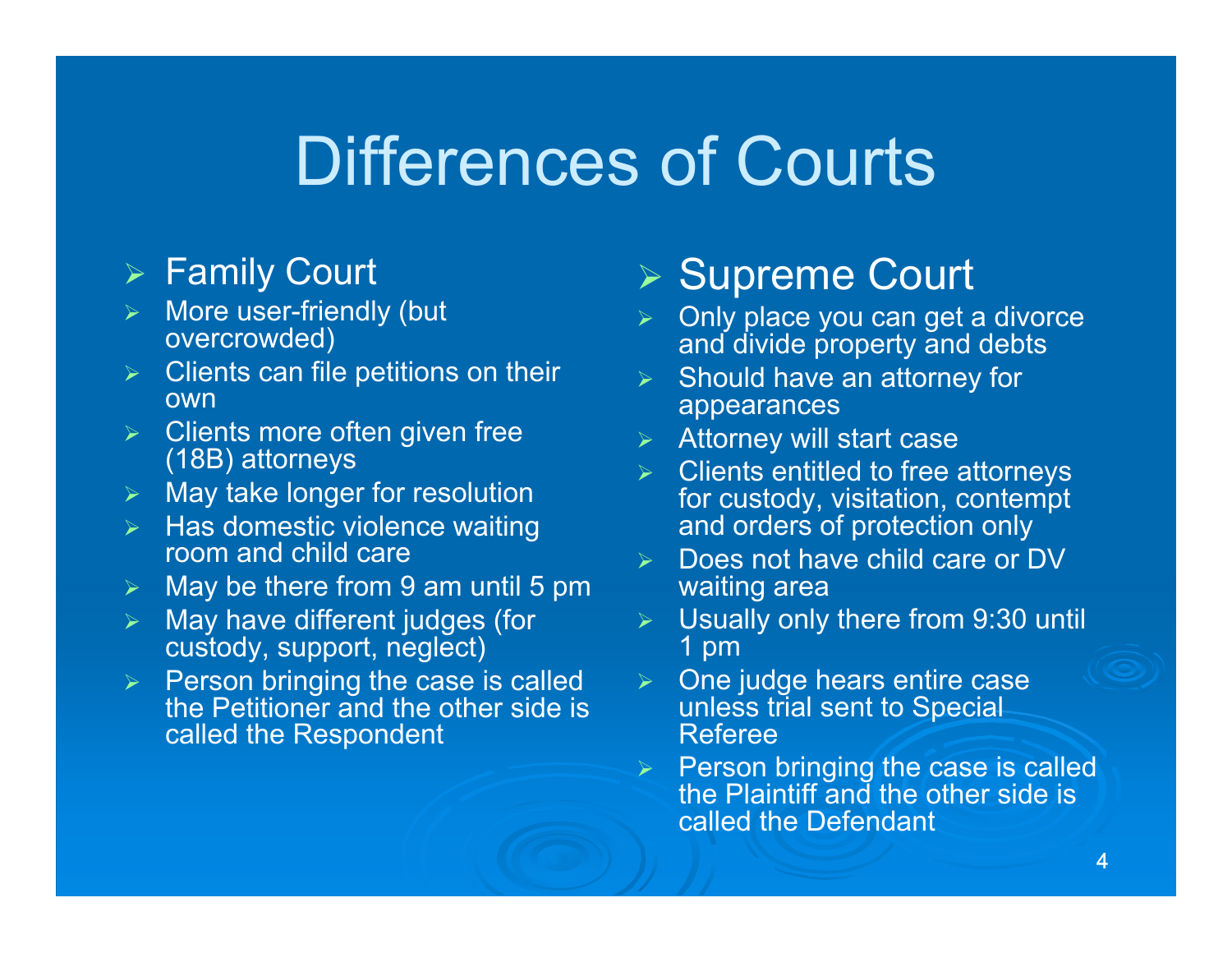# Differences of Courts

## Family Court

- More user-friendly (but overcrowded)
- Clients can file petitions on their own
- Clients more often given free (18B) attorneys
- May take longer for resolution
- Has domestic violence waiting room and child care
- May be there from 9 am until 5 pm
- May have different judges (for custody, support, neglect)
- Person bringing the case is called the Petitioner and the other side is called the Respondent

## Supreme Court

- Only place you can get a divorce and divide property and debts
- Should have an attorney for appearances
- Attorney will start case
- Clients entitled to free attorneys for custody, visitation, contempt and orders of protection only
- Does not have child care or DV waiting area
- Usually only there from 9:30 until 1 pm
- One judge hears entire case unless trial sent to Special Referee
- Person bringing the case is called the Plaintiff and the other side is called the Defendant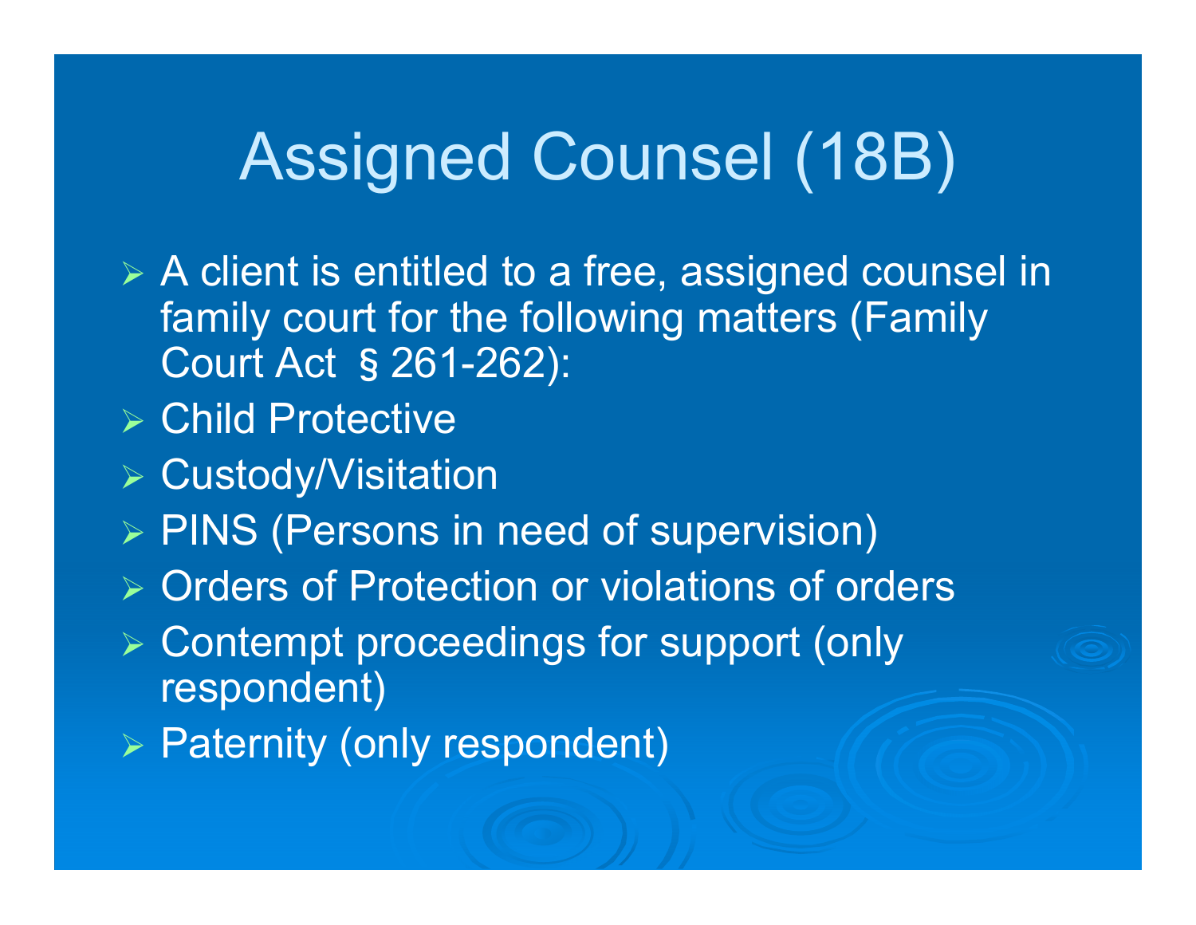# Assigned Counsel (18B)

- A client is entitled to a free, assigned counsel in family court for the following matters (Family Court Act § 261-262):
- Child Protective
- Custody/Visitation
- PINS (Persons in need of supervision)
- Orders of Protection or violations of orders
- Contempt proceedings for support (only respondent)
- Paternity (only respondent)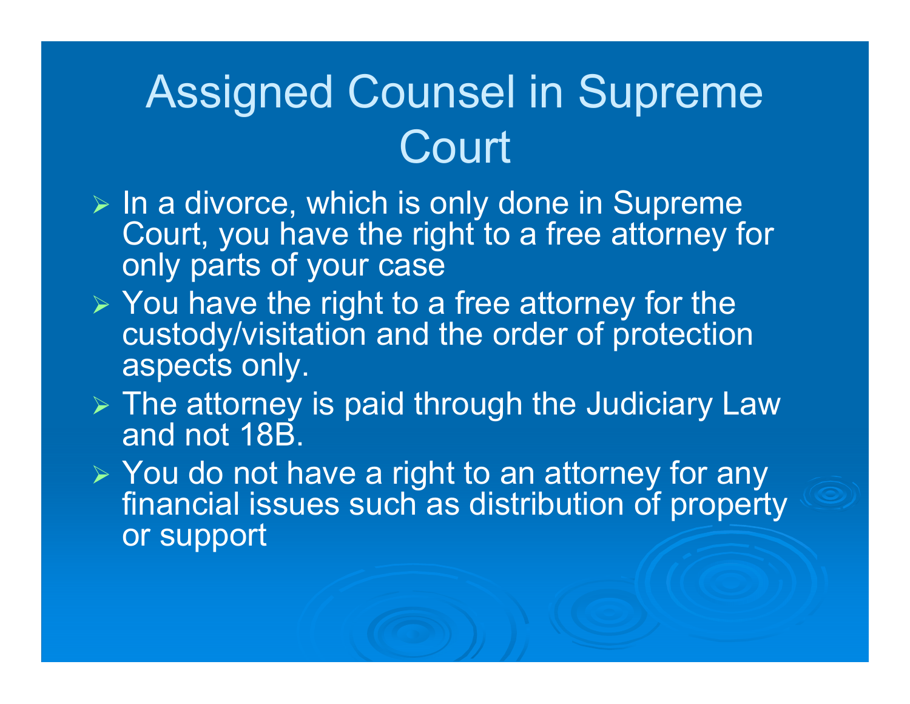# Assigned Counsel in Supreme Court

- In a divorce, which is only done in Supreme Court, you have the right to a free attorney for only parts of your case
- You have the right to a free attorney for the custody/visitation and the order of protection aspects only.
- The attorney is paid through the Judiciary Law and not 18B.
- You do not have a right to an attorney for any financial issues such as distribution of property or support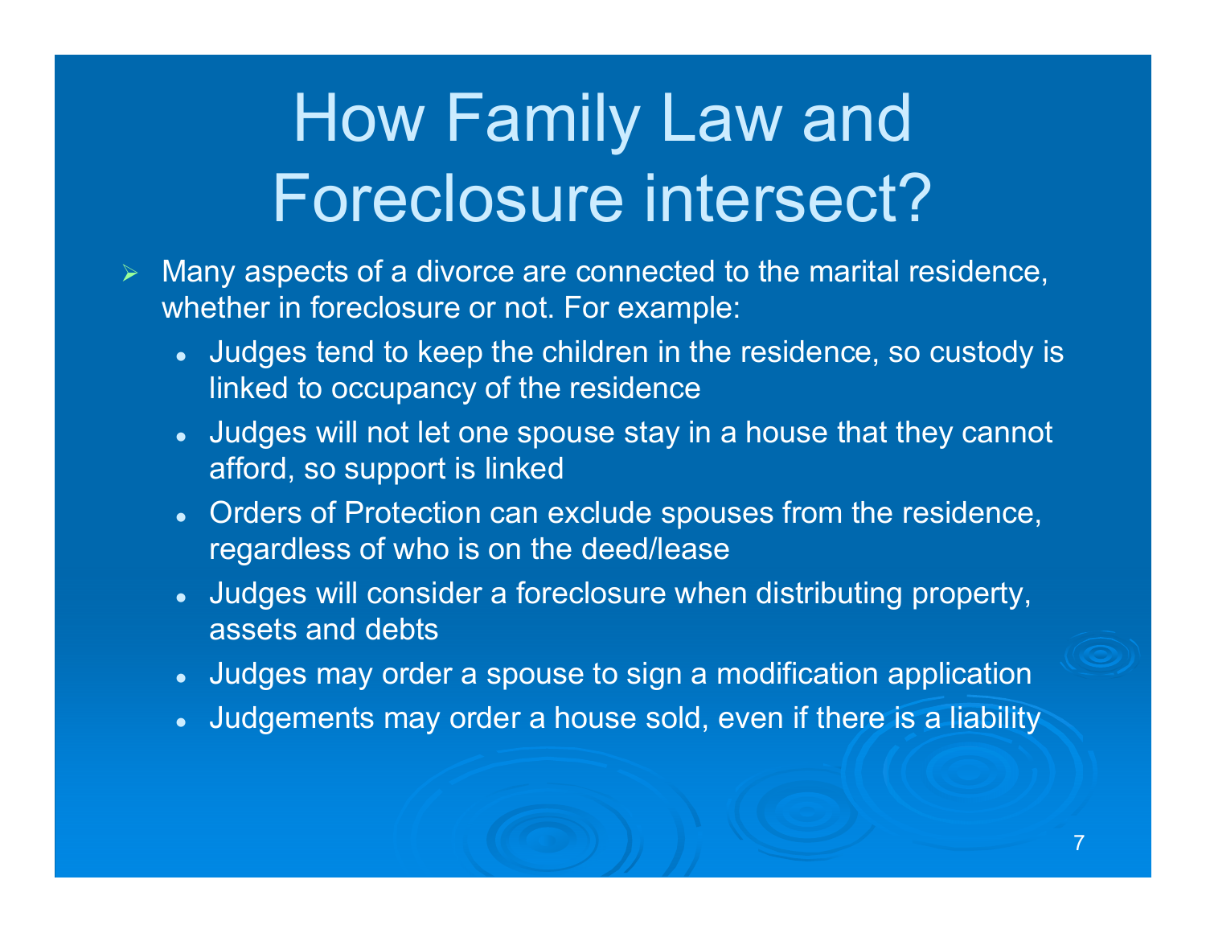# How Family Law and Foreclosure intersect?

- Many aspects of a divorce are connected to the marital residence, whether in foreclosure or not. For example:
  - Judges tend to keep the children in the residence, so custody is linked to occupancy of the residence
  - Judges will not let one spouse stay in a house that they cannot afford, so support is linked
  - Orders of Protection can exclude spouses from the residence, regardless of who is on the deed/lease
  - Judges will consider a foreclosure when distributing property, assets and debts
  - Judges may order a spouse to sign a modification application
  - Judgements may order a house sold, even if there is a liability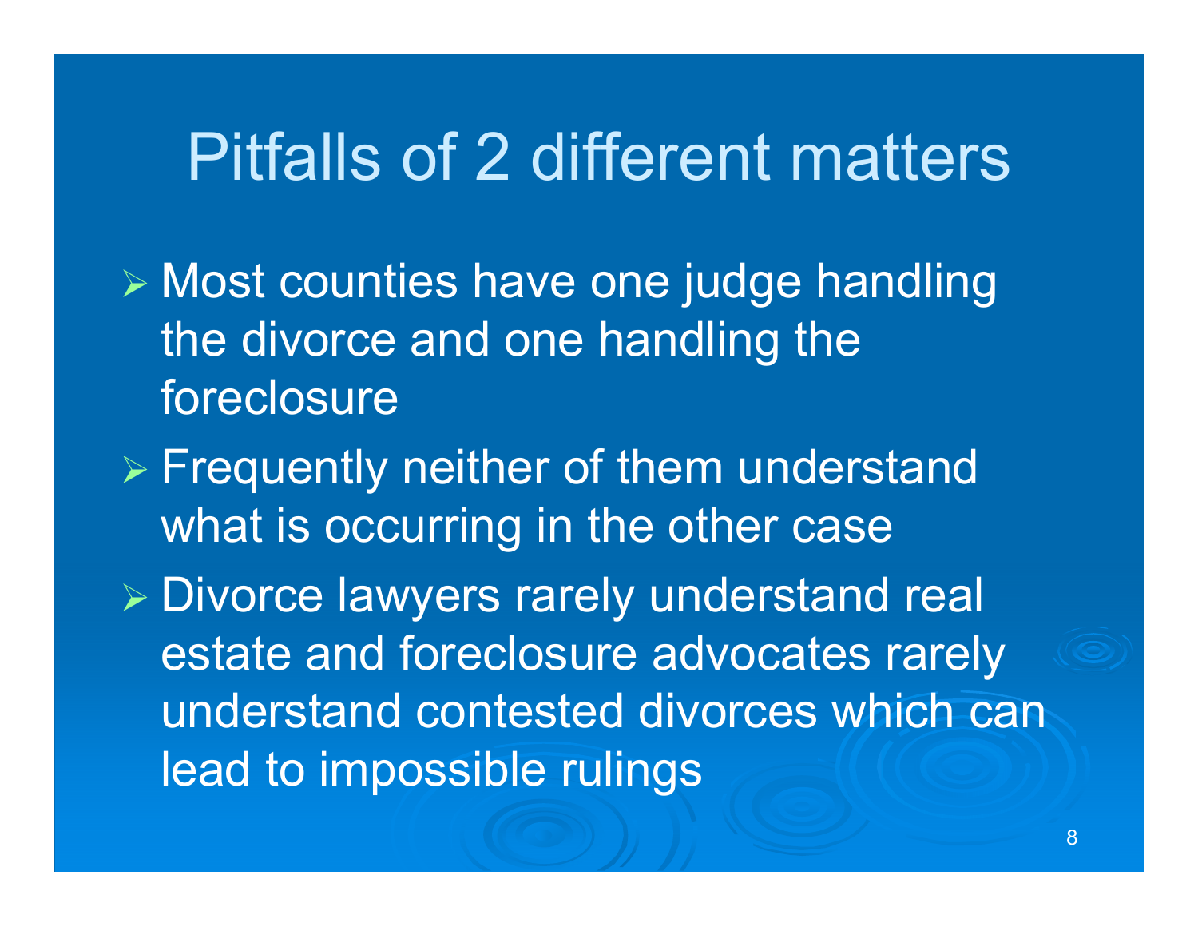# Pitfalls of 2 different matters

- Most counties have one judge handling the divorce and one handling the foreclosure
- Frequently neither of them understand what is occurring in the other case
- Divorce lawyers rarely understand real estate and foreclosure advocates rarely understand contested divorces which can lead to impossible rulings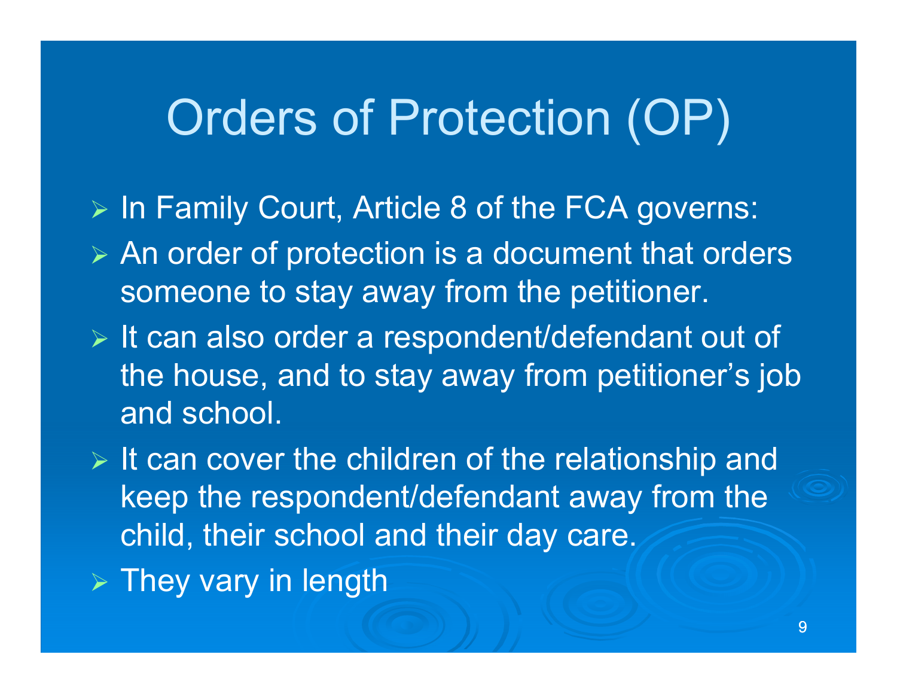# Orders of Protection (OP)

- In Family Court, Article 8 of the FCA governs:
- An order of protection is a document that orders someone to stay away from the petitioner.
- It can also order a respondent/defendant out of the house, and to stay away from petitioner's job and school.
- It can cover the children of the relationship and keep the respondent/defendant away from the child, their school and their day care.
- They vary in length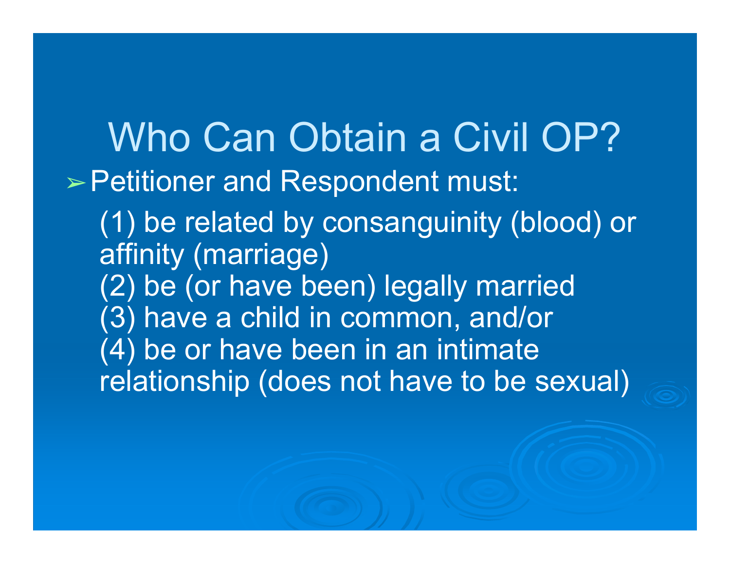# Who Can Obtain a Civil OP?

- Petitioner and Respondent must:

  (1) be related by consanguinity (blood) or affinity (marriage)
  (2) be (or have been) legally married
  (3) have a child in common, and/or
  (4) be or have been in an intimate relationship (does not have to be sexual)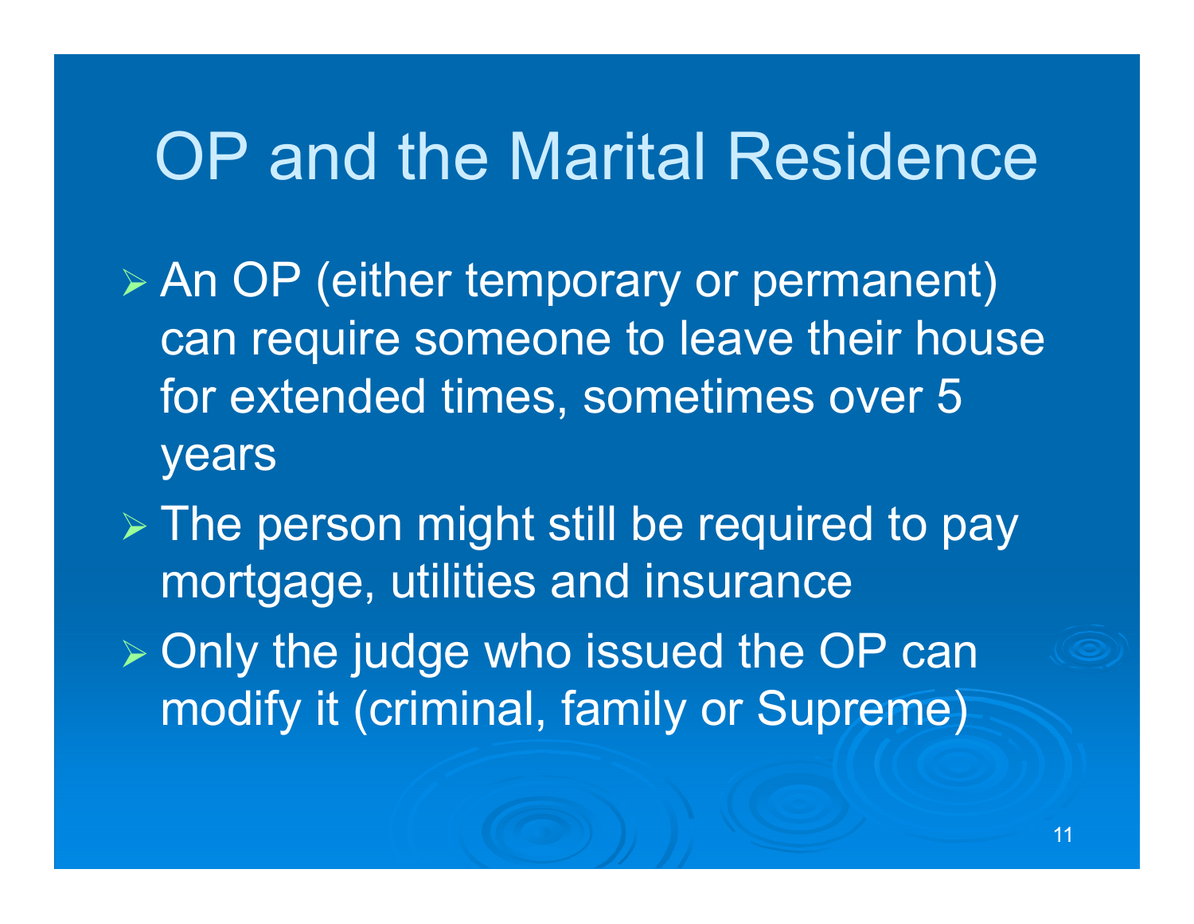# OP and the Marital Residence

- An OP (either temporary or permanent) can require someone to leave their house for extended times, sometimes over 5 years
- The person might still be required to pay mortgage, utilities and insurance
- Only the judge who issued the OP can modify it (criminal, family or Supreme)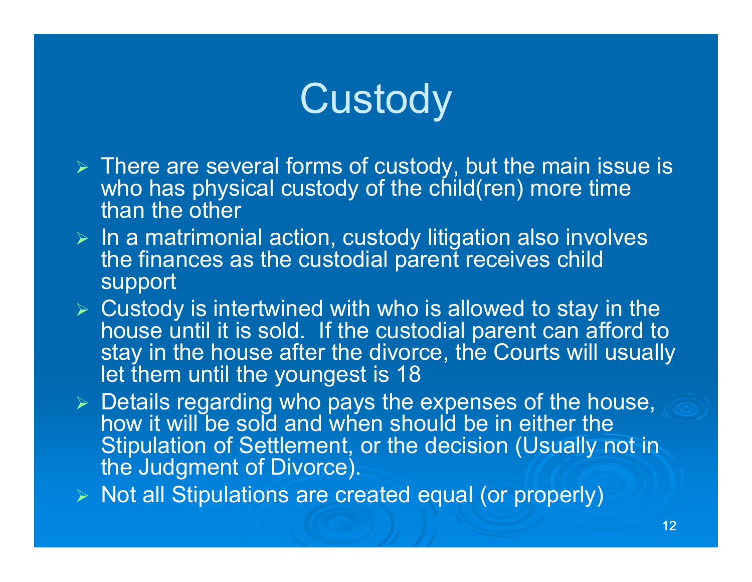# Custody

- There are several forms of custody, but the main issue is who has physical custody of the child(ren) more time than the other
- In a matrimonial action, custody litigation also involves the finances as the custodial parent receives child support
- Custody is intertwined with who is allowed to stay in the house until it is sold. If the custodial parent can afford to stay in the house after the divorce, the Courts will usually let them until the youngest is 18
- Details regarding who pays the expenses of the house, how it will be sold and when should be in either the Stipulation of Settlement, or the decision (Usually not in the Judgment of Divorce).
- Not all Stipulations are created equal (or properly)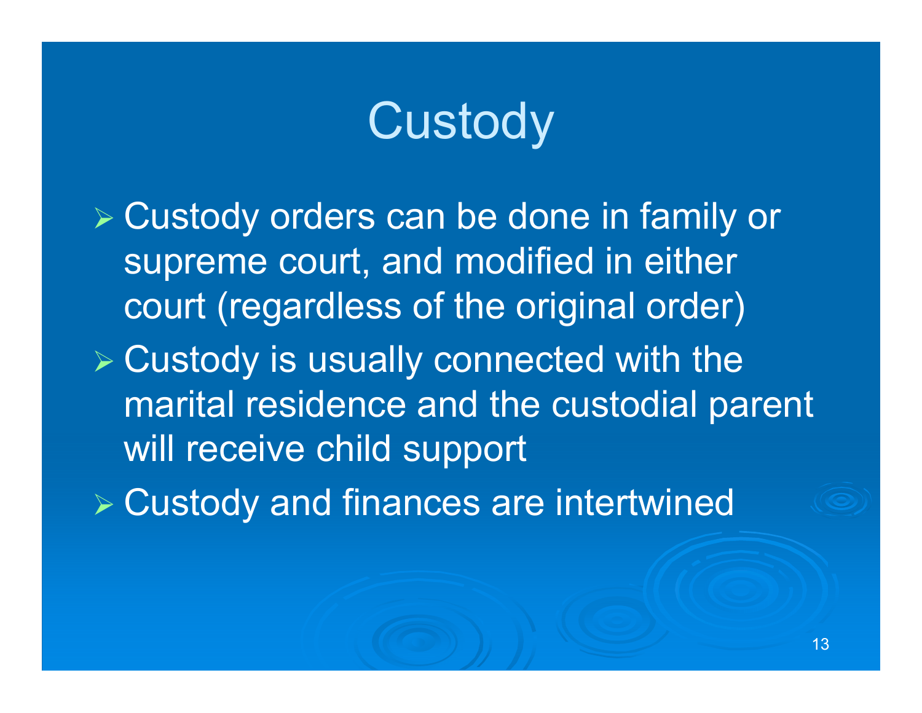# Custody

- Custody orders can be done in family or supreme court, and modified in either court (regardless of the original order)
- Custody is usually connected with the marital residence and the custodial parent will receive child support
- Custody and finances are intertwined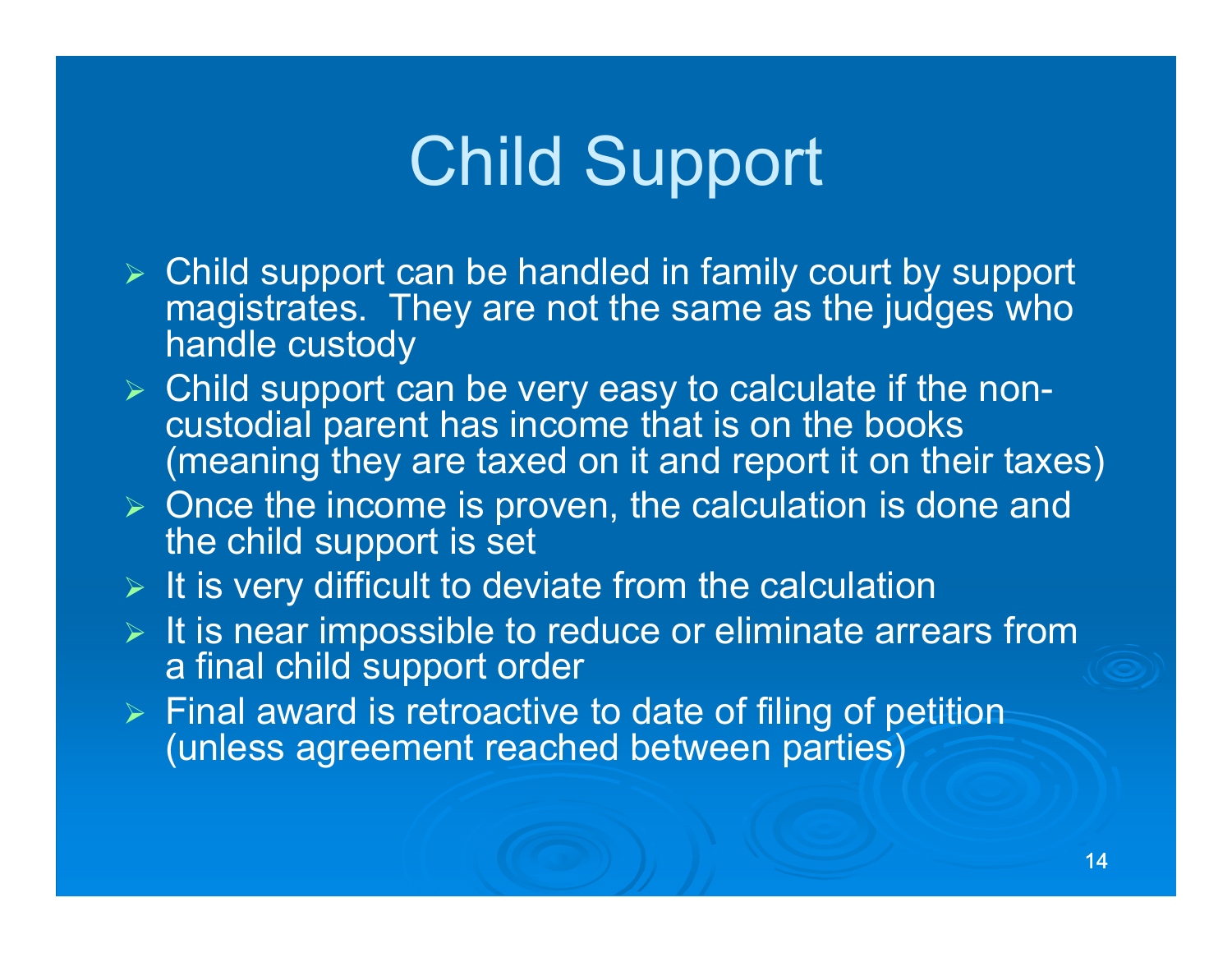# Child Support

- Child support can be handled in family court by support magistrates. They are not the same as the judges who handle custody
- Child support can be very easy to calculate if the non-custodial parent has income that is on the books (meaning they are taxed on it and report it on their taxes)
- Once the income is proven, the calculation is done and the child support is set
- It is very difficult to deviate from the calculation
- It is near impossible to reduce or eliminate arrears from a final child support order
- Final award is retroactive to date of filing of petition (unless agreement reached between parties)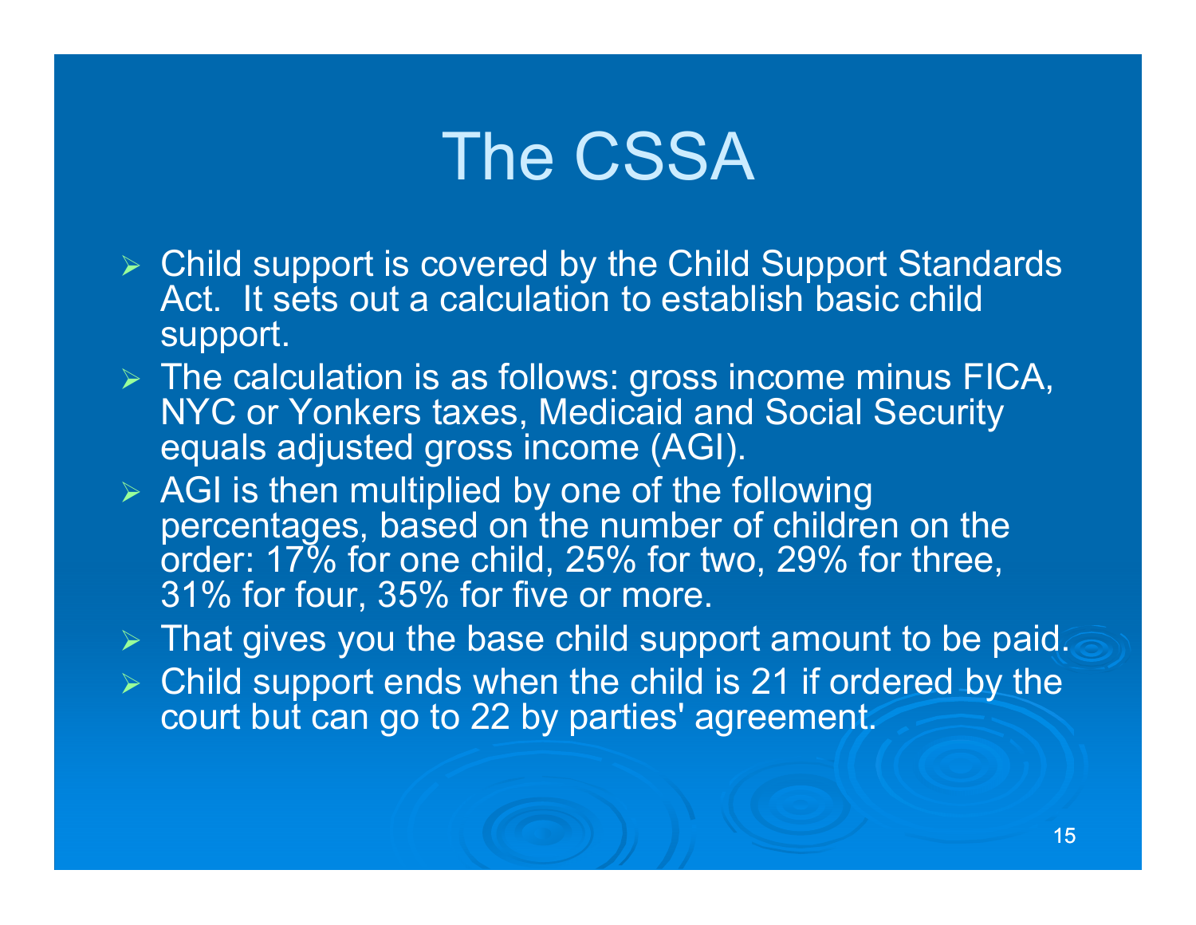# The CSSA

- Child support is covered by the Child Support Standards Act. It sets out a calculation to establish basic child support.
- The calculation is as follows: gross income minus FICA, NYC or Yonkers taxes, Medicaid and Social Security equals adjusted gross income (AGI).
- AGI is then multiplied by one of the following percentages, based on the number of children on the order: 17% for one child, 25% for two, 29% for three, 31% for four, 35% for five or more.
- That gives you the base child support amount to be paid.
- Child support ends when the child is 21 if ordered by the court but can go to 22 by parties' agreement.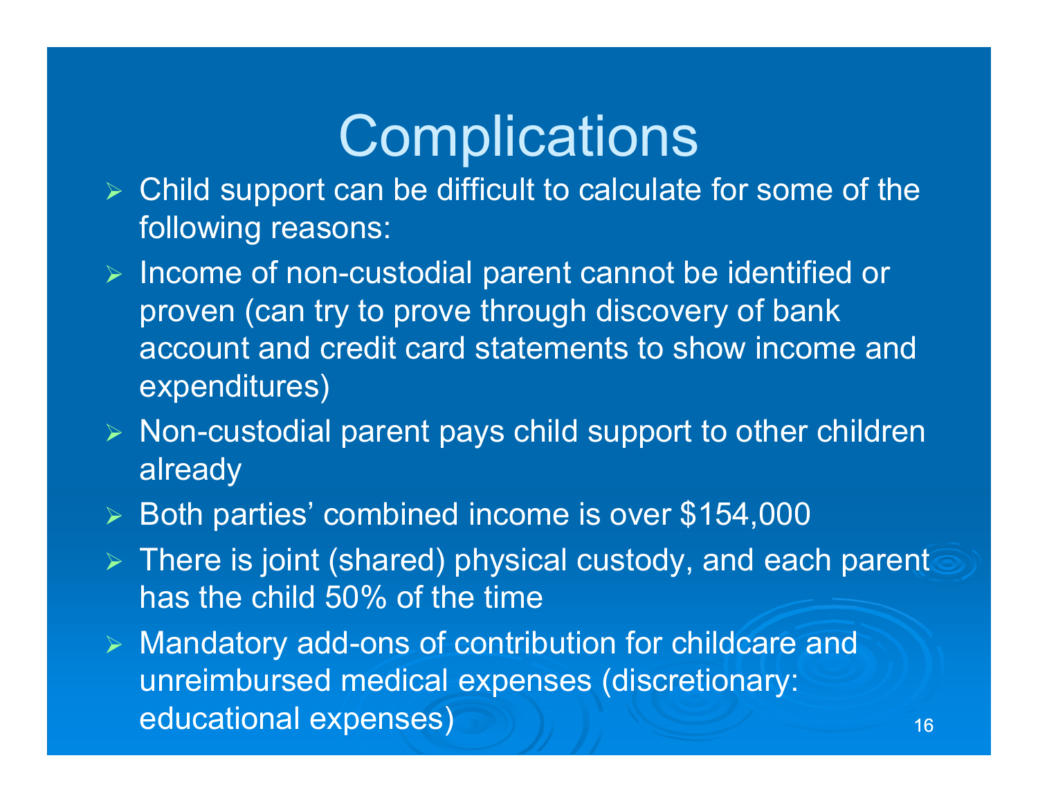# Complications

- Child support can be difficult to calculate for some of the following reasons:
- Income of non-custodial parent cannot be identified or proven (can try to prove through discovery of bank account and credit card statements to show income and expenditures)
- Non-custodial parent pays child support to other children already
- Both parties' combined income is over $154,000
- There is joint (shared) physical custody, and each parent has the child 50% of the time
- Mandatory add-ons of contribution for childcare and unreimbursed medical expenses (discretionary: educational expenses)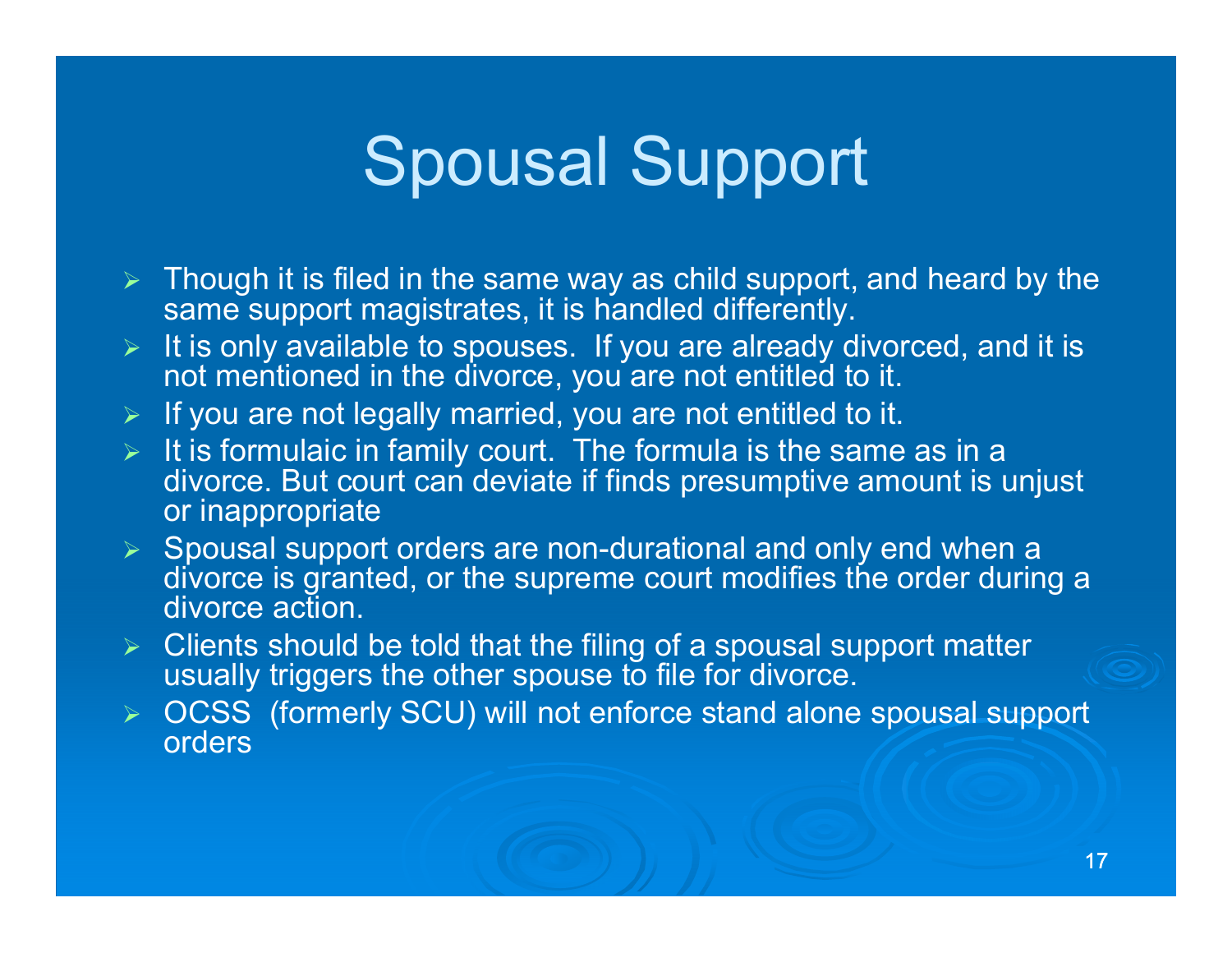# Spousal Support

- Though it is filed in the same way as child support, and heard by the same support magistrates, it is handled differently.
- It is only available to spouses.  If you are already divorced, and it is not mentioned in the divorce, you are not entitled to it.
- If you are not legally married, you are not entitled to it.
- It is formulaic in family court.  The formula is the same as in a divorce. But court can deviate if finds presumptive amount is unjust or inappropriate
- Spousal support orders are non-durational and only end when a divorce is granted, or the supreme court modifies the order during a divorce action.
- Clients should be told that the filing of a spousal support matter usually triggers the other spouse to file for divorce.
- OCSS  (formerly SCU) will not enforce stand alone spousal support orders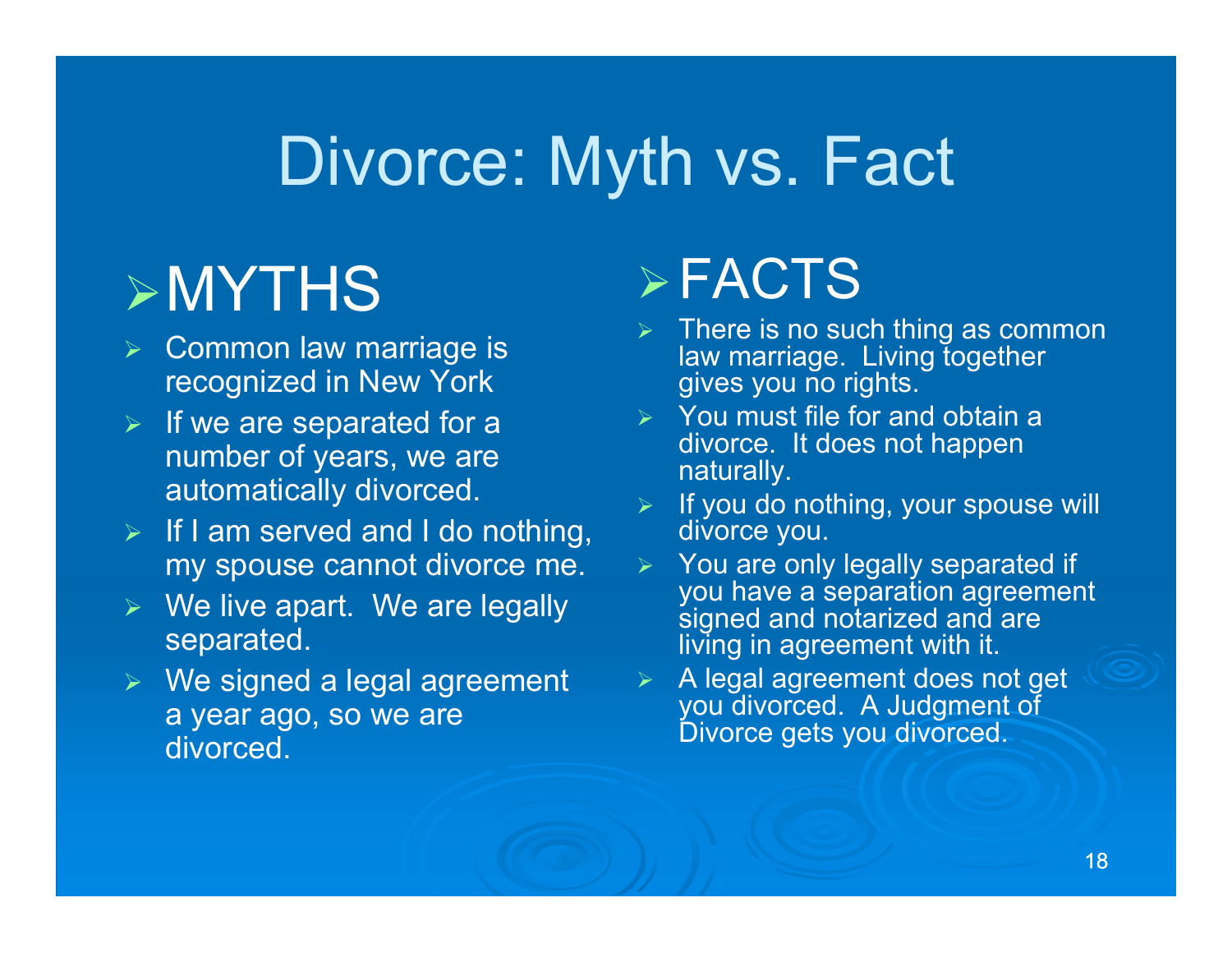# Divorce: Myth vs. Fact

## MYTHS

- Common law marriage is recognized in New York
- If we are separated for a number of years, we are automatically divorced.
- If I am served and I do nothing, my spouse cannot divorce me.
- We live apart. We are legally separated.
- We signed a legal agreement a year ago, so we are divorced.

## FACTS

- There is no such thing as common law marriage. Living together gives you no rights.
- You must file for and obtain a divorce. It does not happen naturally.
- If you do nothing, your spouse will divorce you.
- You are only legally separated if you have a separation agreement signed and notarized and are living in agreement with it.
- A legal agreement does not get you divorced. A Judgment of Divorce gets you divorced.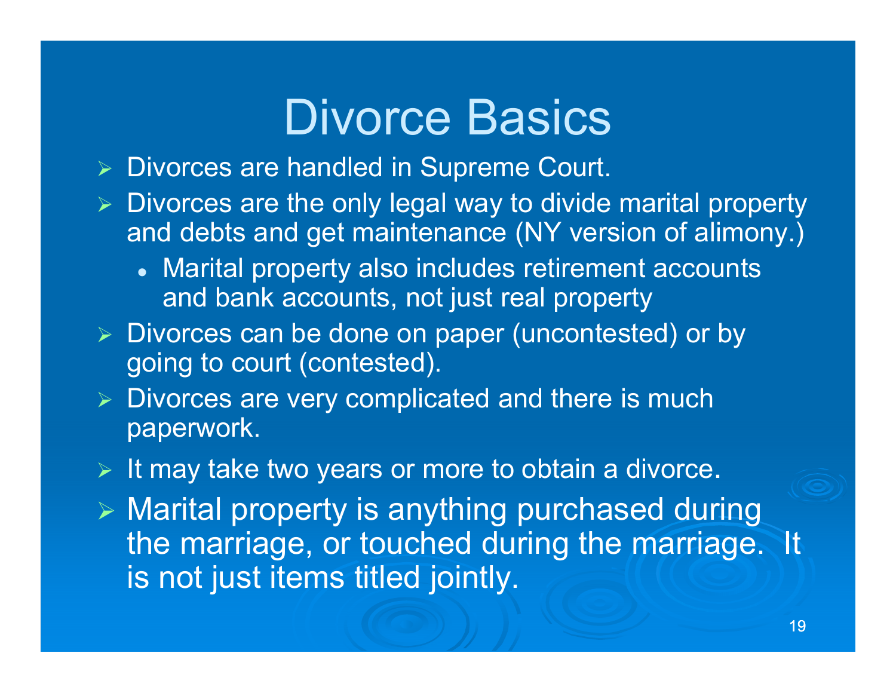# Divorce Basics

- Divorces are handled in Supreme Court.
- Divorces are the only legal way to divide marital property and debts and get maintenance (NY version of alimony.)
  - Marital property also includes retirement accounts and bank accounts, not just real property
- Divorces can be done on paper (uncontested) or by going to court (contested).
- Divorces are very complicated and there is much paperwork.
- It may take two years or more to obtain a divorce.
- Marital property is anything purchased during the marriage, or touched during the marriage. It is not just items titled jointly.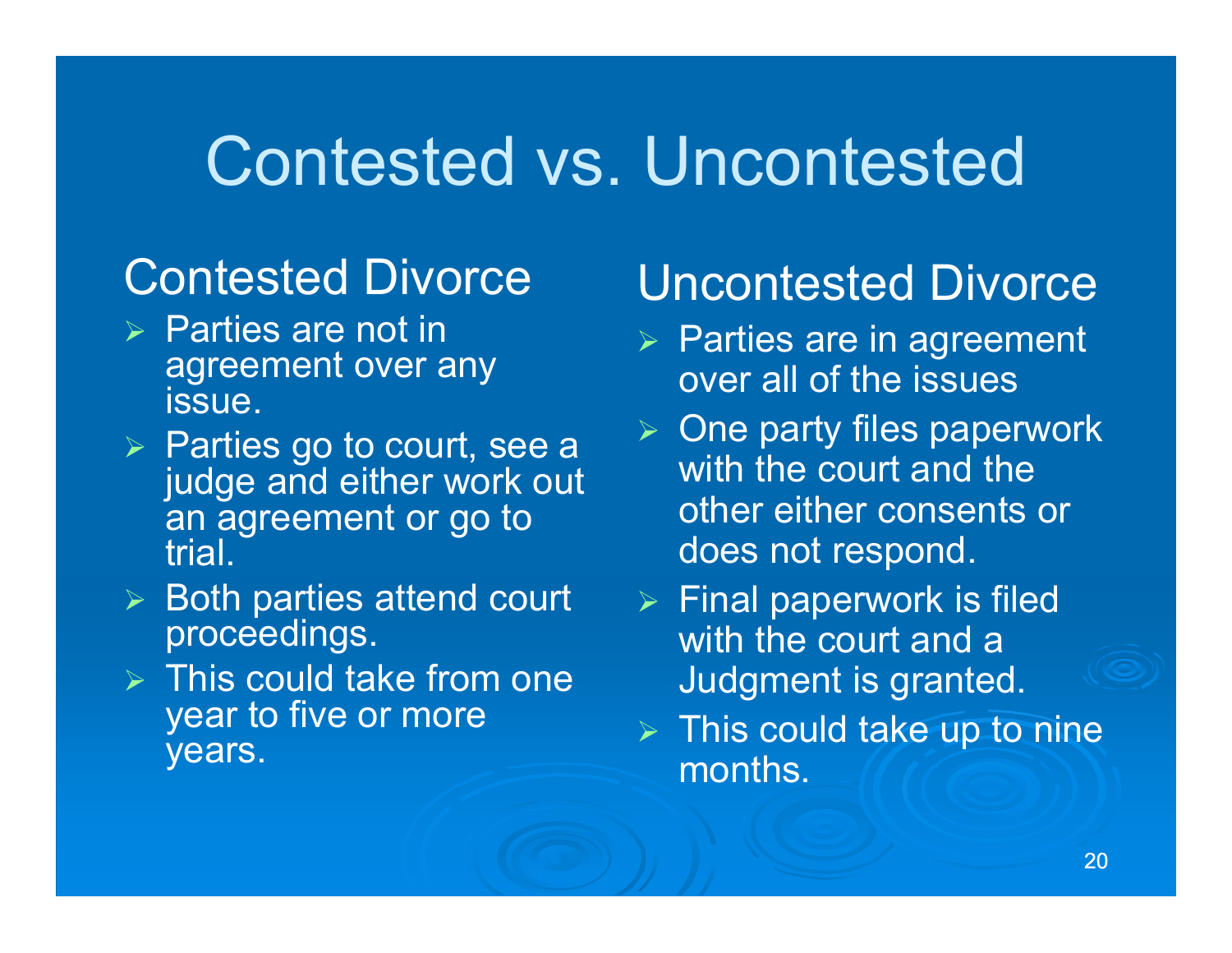# Contested vs. Uncontested

## Contested Divorce

- Parties are not in agreement over any issue.
- Parties go to court, see a judge and either work out an agreement or go to trial.
- Both parties attend court proceedings.
- This could take from one year to five or more years.

## Uncontested Divorce

- Parties are in agreement over all of the issues
- One party files paperwork with the court and the other either consents or does not respond.
- Final paperwork is filed with the court and a Judgment is granted.
- This could take up to nine months.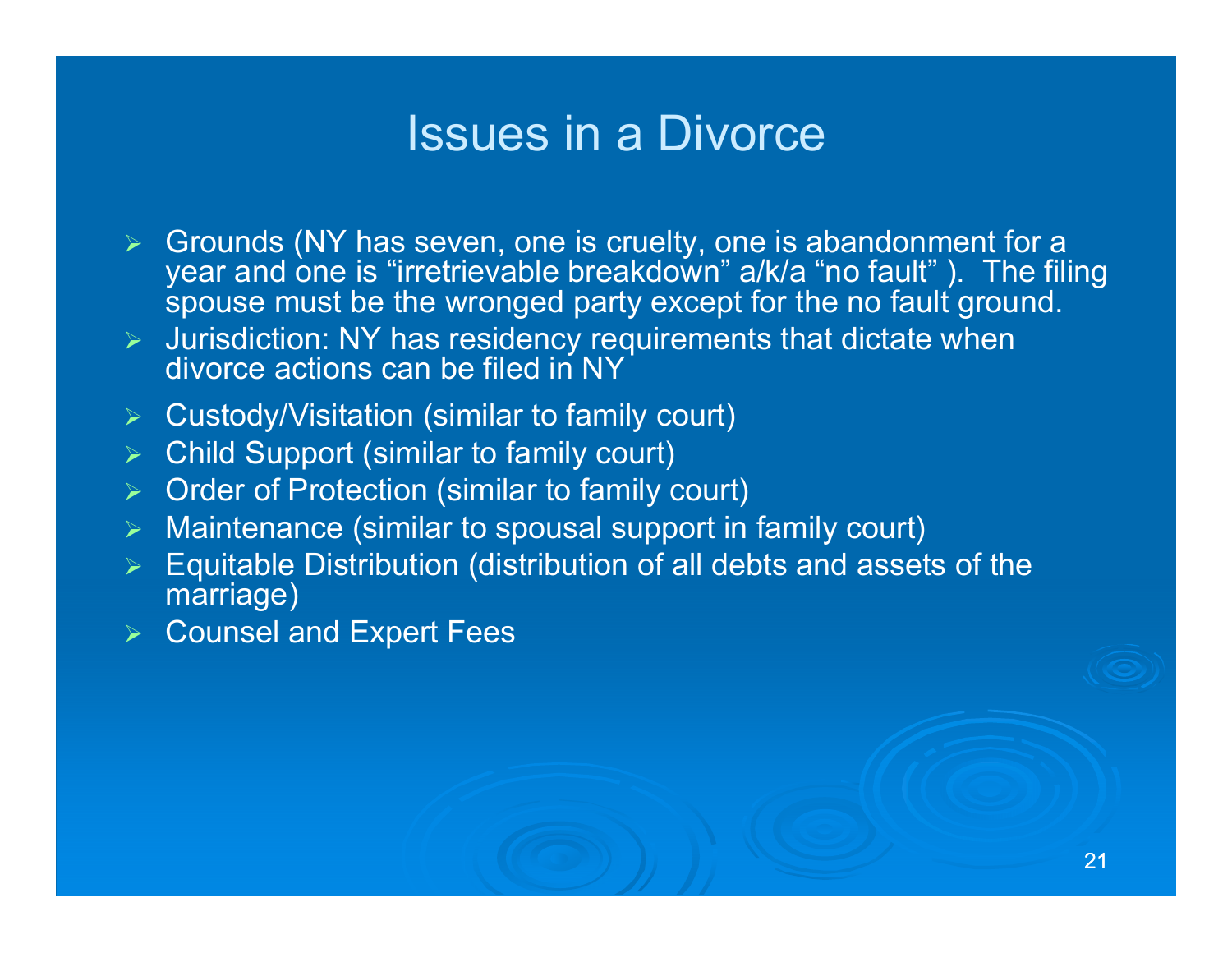# Issues in a Divorce

- Grounds (NY has seven, one is cruelty, one is abandonment for a year and one is "irretrievable breakdown" a/k/a "no fault" ). The filing spouse must be the wronged party except for the no fault ground.
- Jurisdiction: NY has residency requirements that dictate when divorce actions can be filed in NY
- Custody/Visitation (similar to family court)
- Child Support (similar to family court)
- Order of Protection (similar to family court)
- Maintenance (similar to spousal support in family court)
- Equitable Distribution (distribution of all debts and assets of the marriage)
- Counsel and Expert Fees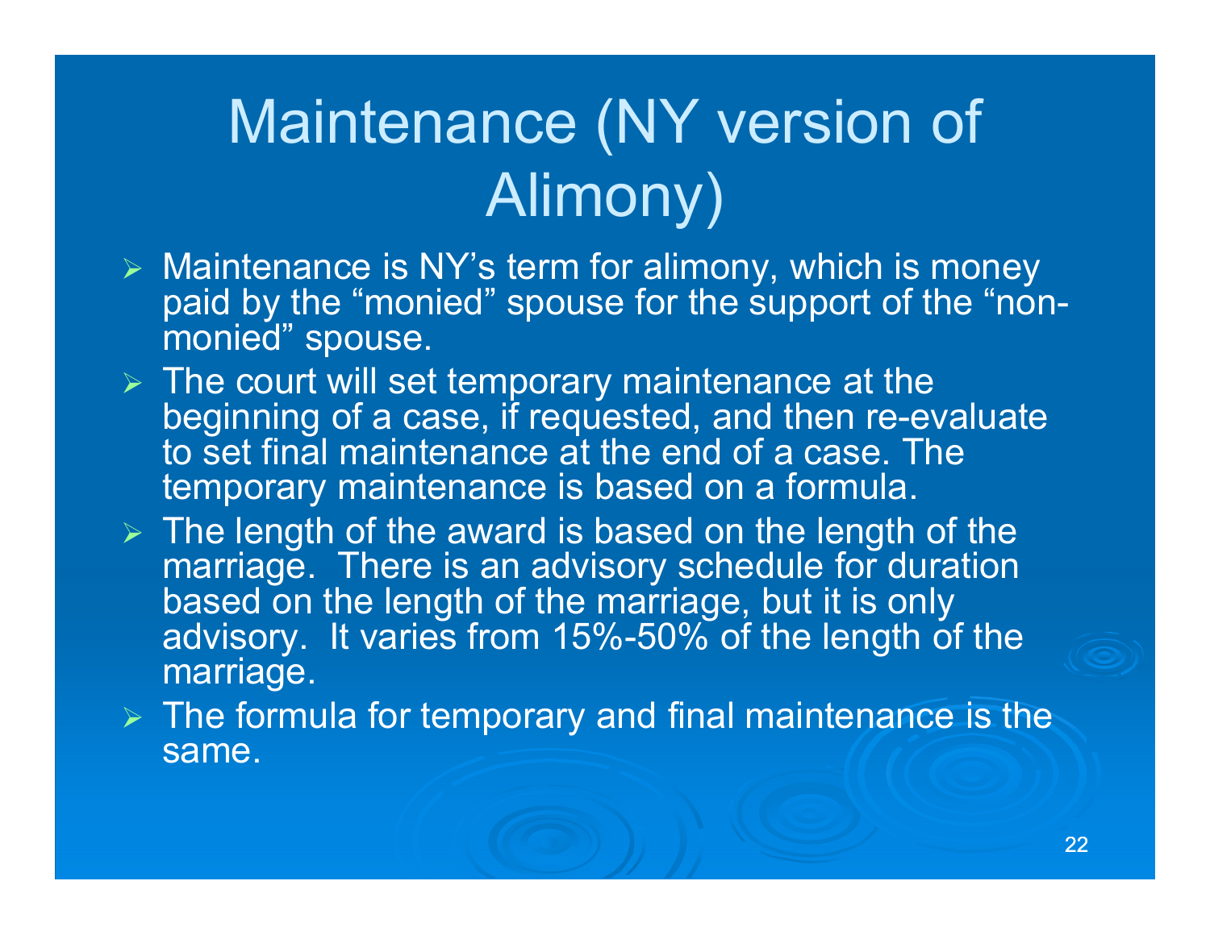# Maintenance (NY version of Alimony)

- Maintenance is NY's term for alimony, which is money paid by the "monied" spouse for the support of the "non-monied" spouse.
- The court will set temporary maintenance at the beginning of a case, if requested, and then re-evaluate to set final maintenance at the end of a case. The temporary maintenance is based on a formula.
- The length of the award is based on the length of the marriage. There is an advisory schedule for duration based on the length of the marriage, but it is only advisory. It varies from 15%-50% of the length of the marriage.
- The formula for temporary and final maintenance is the same.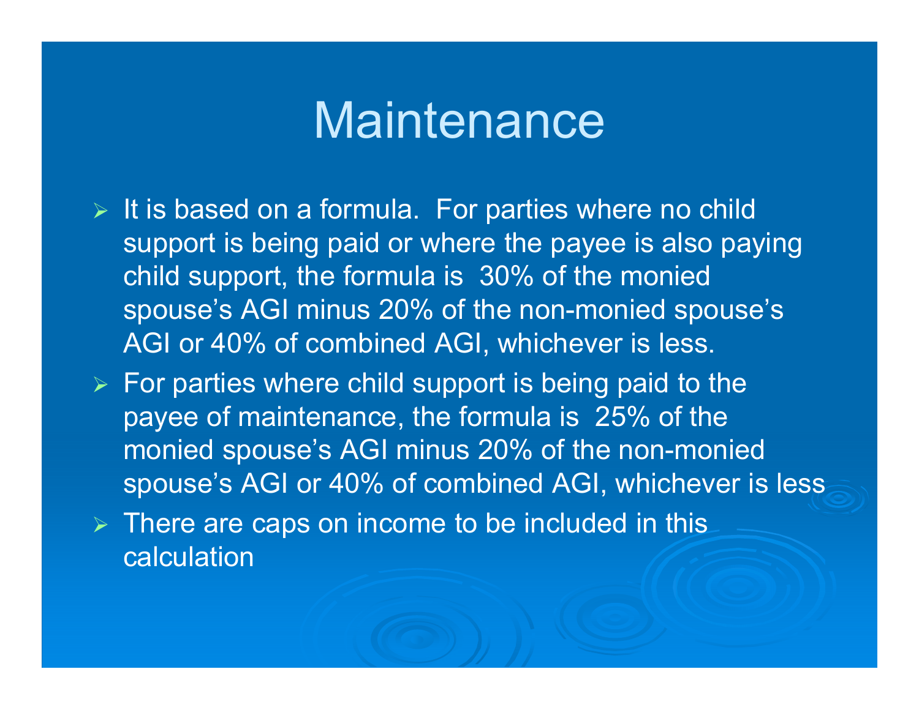# Maintenance

- It is based on a formula.  For parties where no child support is being paid or where the payee is also paying child support, the formula is  30% of the monied spouse's AGI minus 20% of the non-monied spouse's AGI or 40% of combined AGI, whichever is less.
- For parties where child support is being paid to the payee of maintenance, the formula is  25% of the monied spouse's AGI minus 20% of the non-monied spouse's AGI or 40% of combined AGI, whichever is less
- There are caps on income to be included in this calculation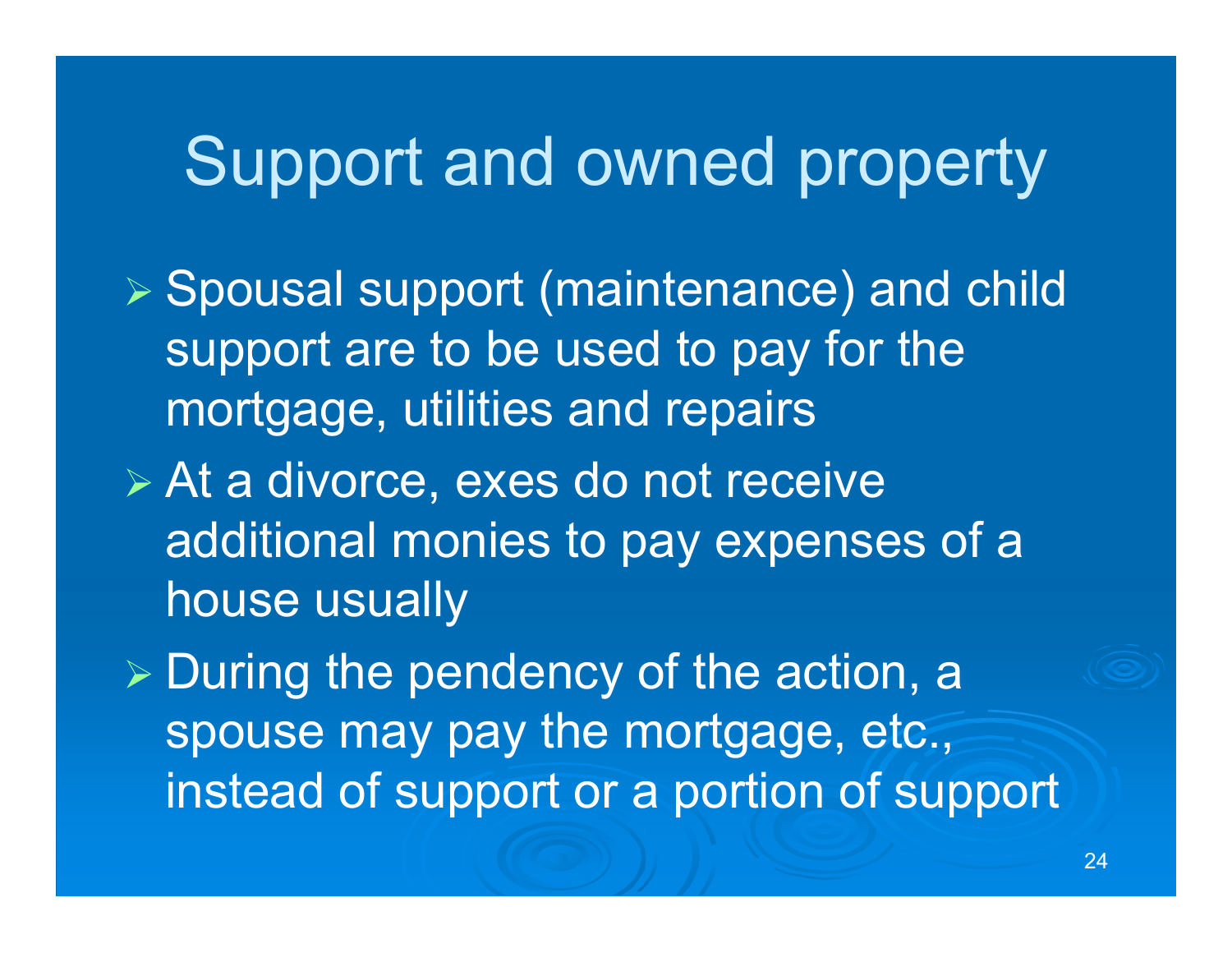# Support and owned property

- Spousal support (maintenance) and child support are to be used to pay for the mortgage, utilities and repairs
- At a divorce, exes do not receive additional monies to pay expenses of a house usually
- During the pendency of the action, a spouse may pay the mortgage, etc., instead of support or a portion of support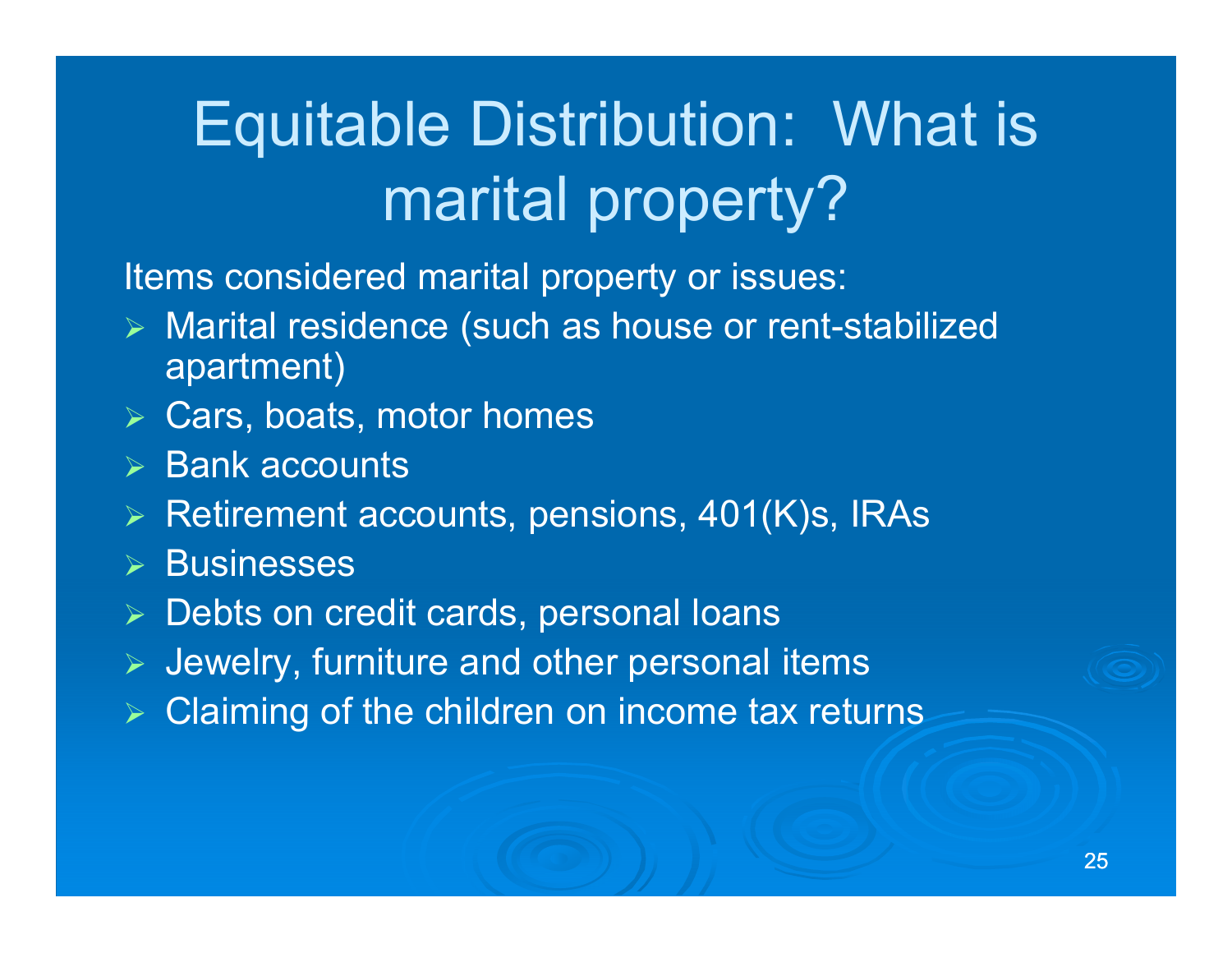# Equitable Distribution: What is marital property?

Items considered marital property or issues:

- Marital residence (such as house or rent-stabilized apartment)
- Cars, boats, motor homes
- Bank accounts
- Retirement accounts, pensions, 401(K)s, IRAs
- Businesses
- Debts on credit cards, personal loans
- Jewelry, furniture and other personal items
- Claiming of the children on income tax returns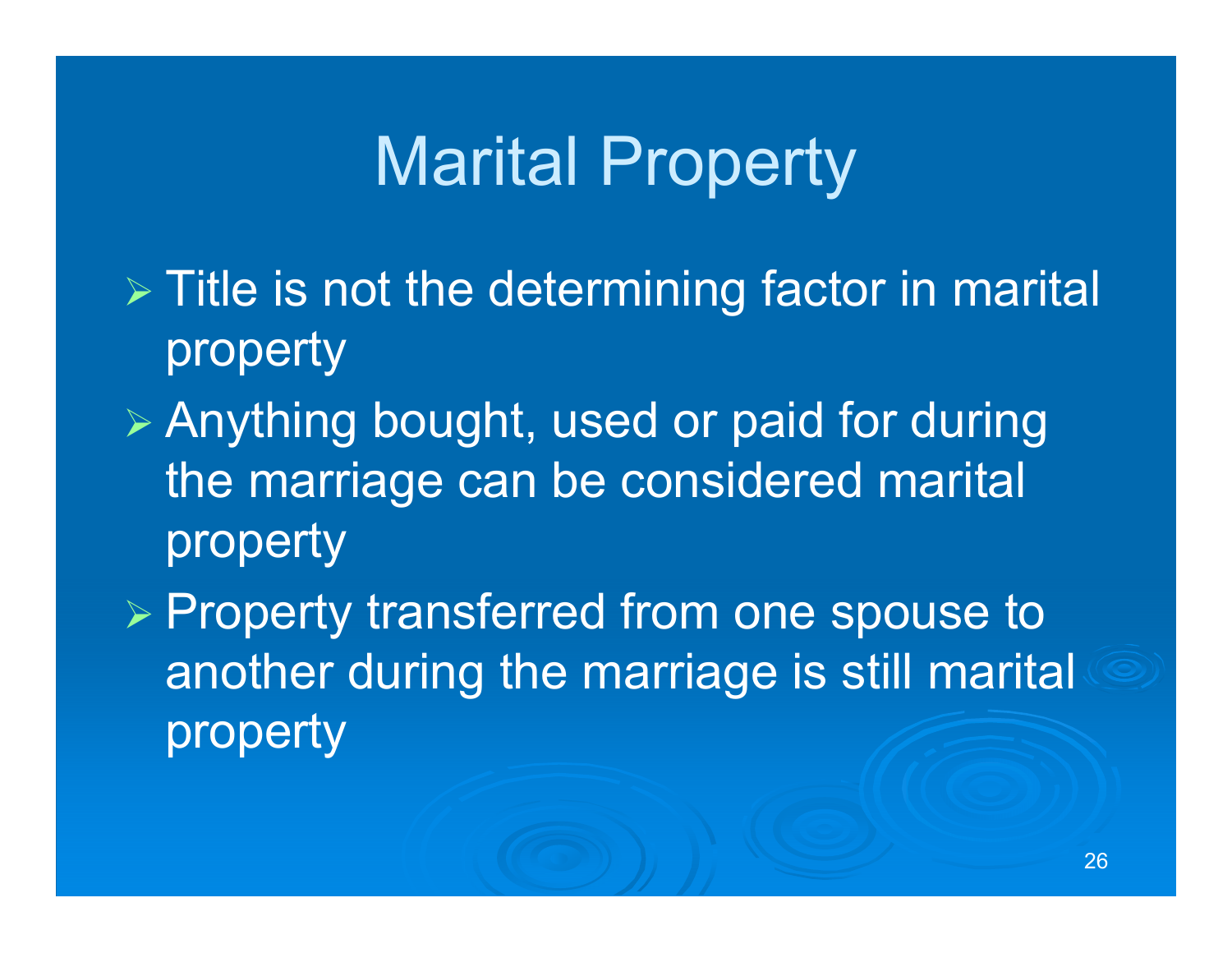# Marital Property

- Title is not the determining factor in marital property
- Anything bought, used or paid for during the marriage can be considered marital property
- Property transferred from one spouse to another during the marriage is still marital property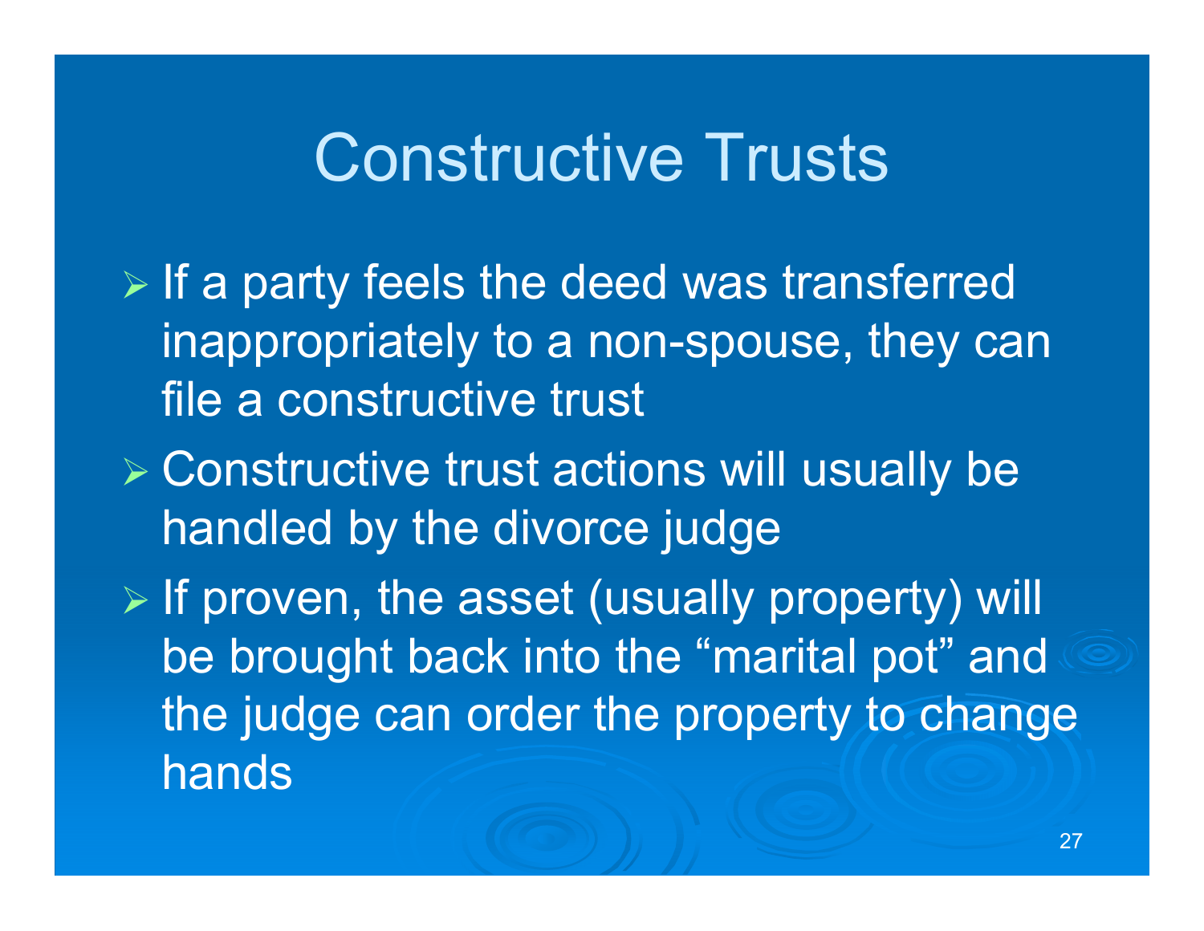# Constructive Trusts

- If a party feels the deed was transferred inappropriately to a non-spouse, they can file a constructive trust
- Constructive trust actions will usually be handled by the divorce judge
- If proven, the asset (usually property) will be brought back into the “marital pot” and the judge can order the property to change hands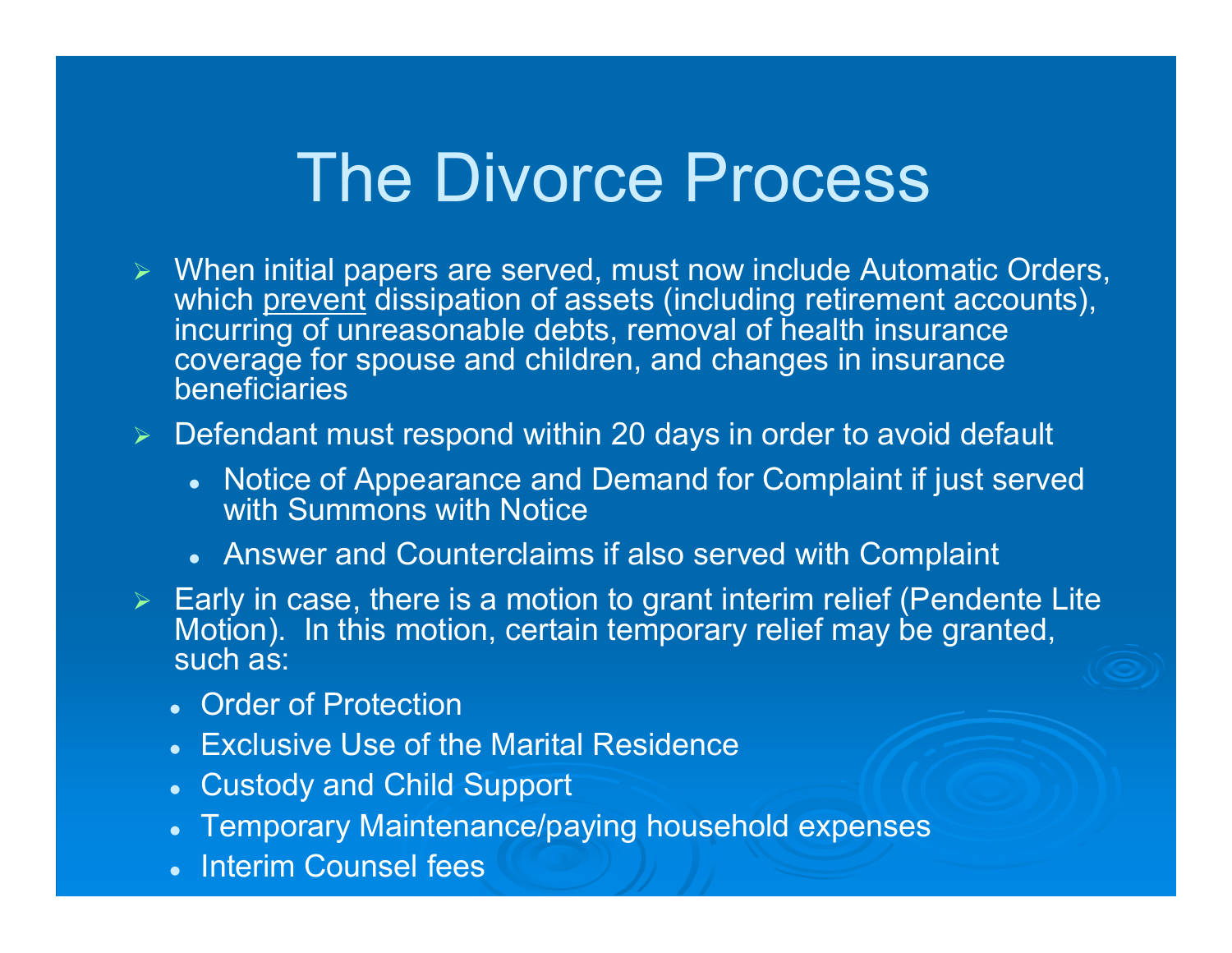# The Divorce Process

- When initial papers are served, must now include Automatic Orders, which <u>prevent</u> dissipation of assets (including retirement accounts), incurring of unreasonable debts, removal of health insurance coverage for spouse and children, and changes in insurance beneficiaries
- Defendant must respond within 20 days in order to avoid default
  - Notice of Appearance and Demand for Complaint if just served with Summons with Notice
  - Answer and Counterclaims if also served with Complaint
- Early in case, there is a motion to grant interim relief (Pendente Lite Motion). In this motion, certain temporary relief may be granted, such as:
  - Order of Protection
  - Exclusive Use of the Marital Residence
  - Custody and Child Support
  - Temporary Maintenance/paying household expenses
  - Interim Counsel fees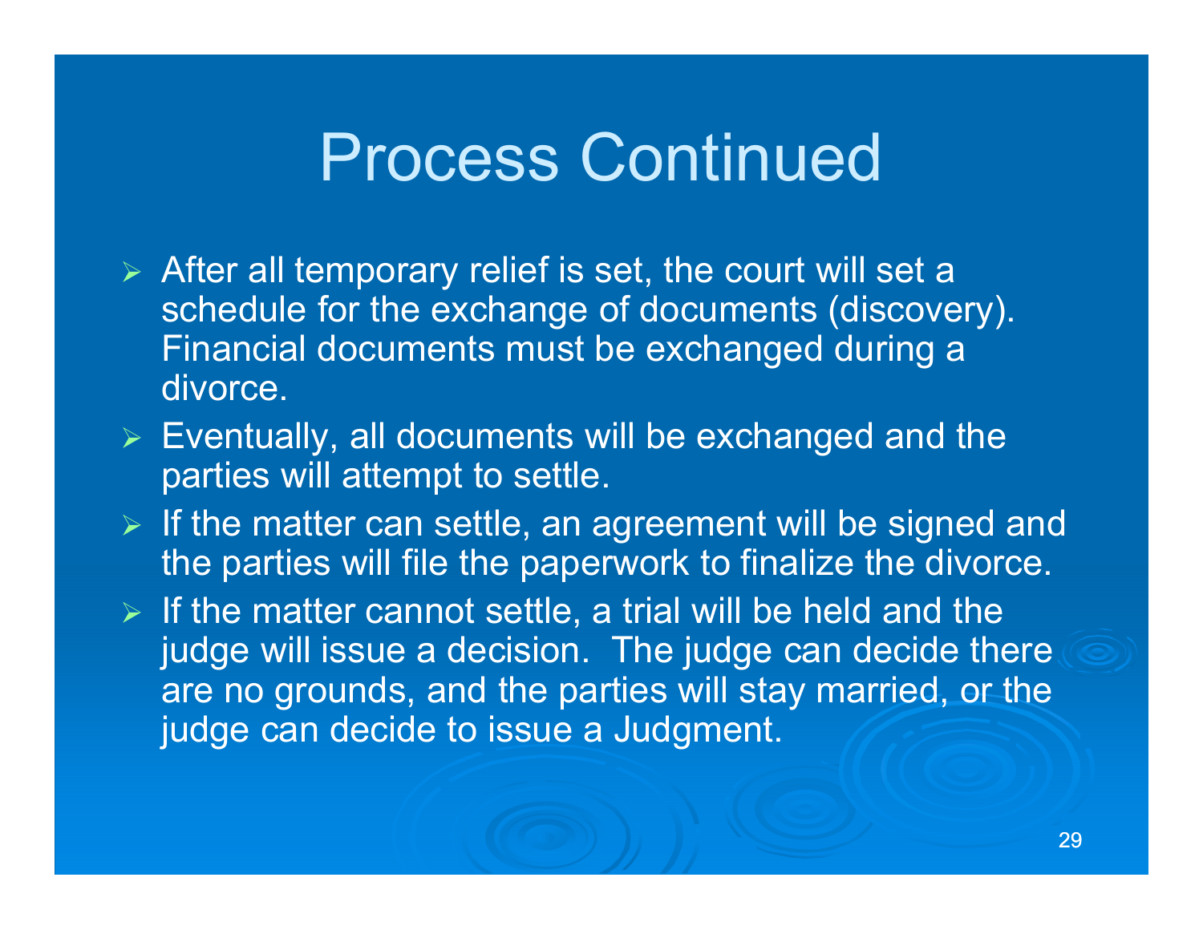# Process Continued

- After all temporary relief is set, the court will set a schedule for the exchange of documents (discovery). Financial documents must be exchanged during a divorce.
- Eventually, all documents will be exchanged and the parties will attempt to settle.
- If the matter can settle, an agreement will be signed and the parties will file the paperwork to finalize the divorce.
- If the matter cannot settle, a trial will be held and the judge will issue a decision. The judge can decide there are no grounds, and the parties will stay married, or the judge can decide to issue a Judgment.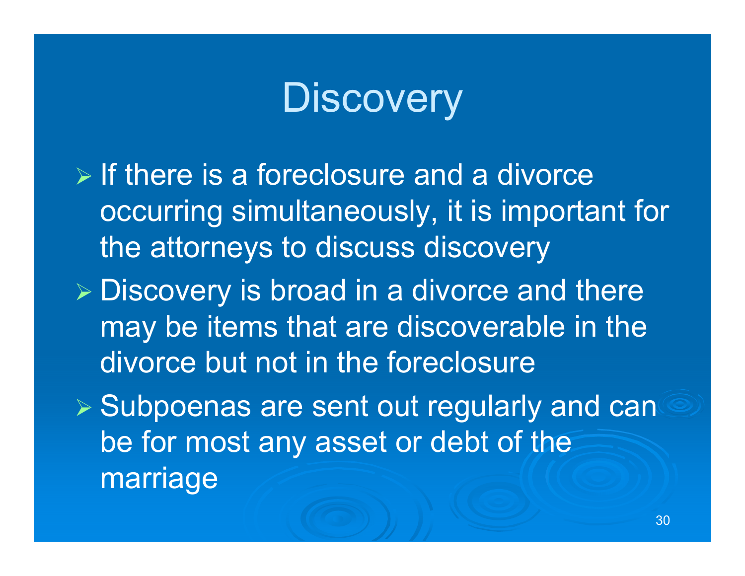# Discovery

- If there is a foreclosure and a divorce occurring simultaneously, it is important for the attorneys to discuss discovery
- Discovery is broad in a divorce and there may be items that are discoverable in the divorce but not in the foreclosure
- Subpoenas are sent out regularly and can be for most any asset or debt of the marriage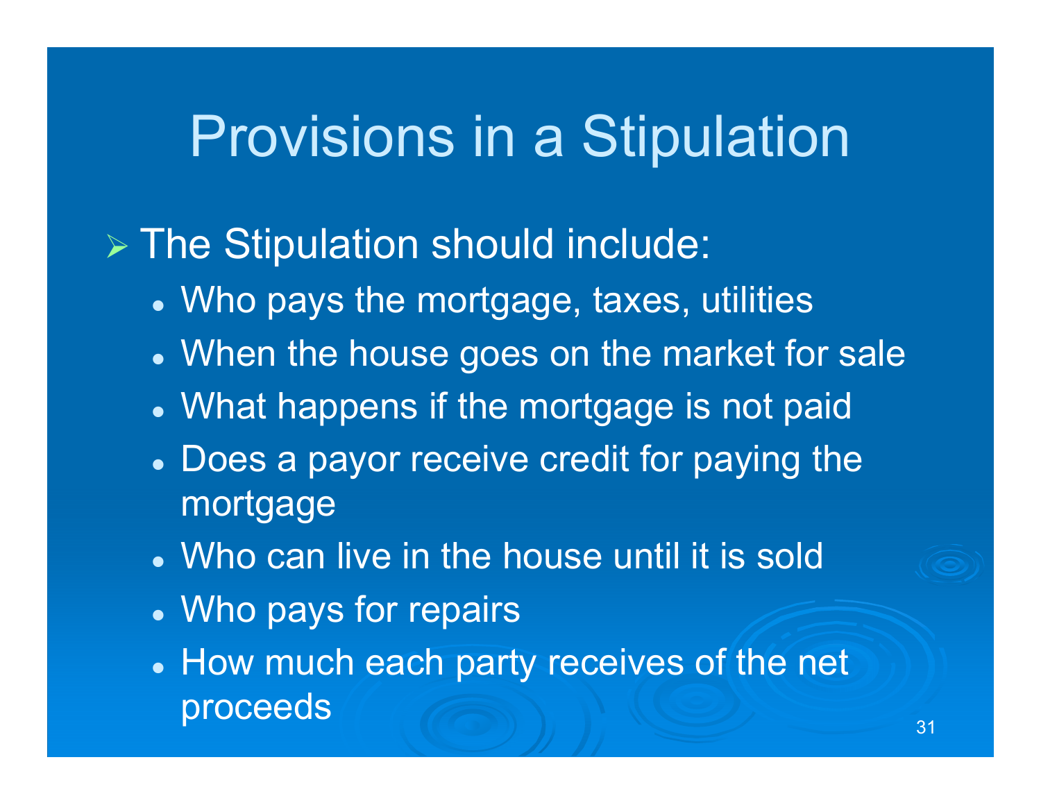# Provisions in a Stipulation

- The Stipulation should include:
  - Who pays the mortgage, taxes, utilities
  - When the house goes on the market for sale
  - What happens if the mortgage is not paid
  - Does a payor receive credit for paying the mortgage
  - Who can live in the house until it is sold
  - Who pays for repairs
  - How much each party receives of the net proceeds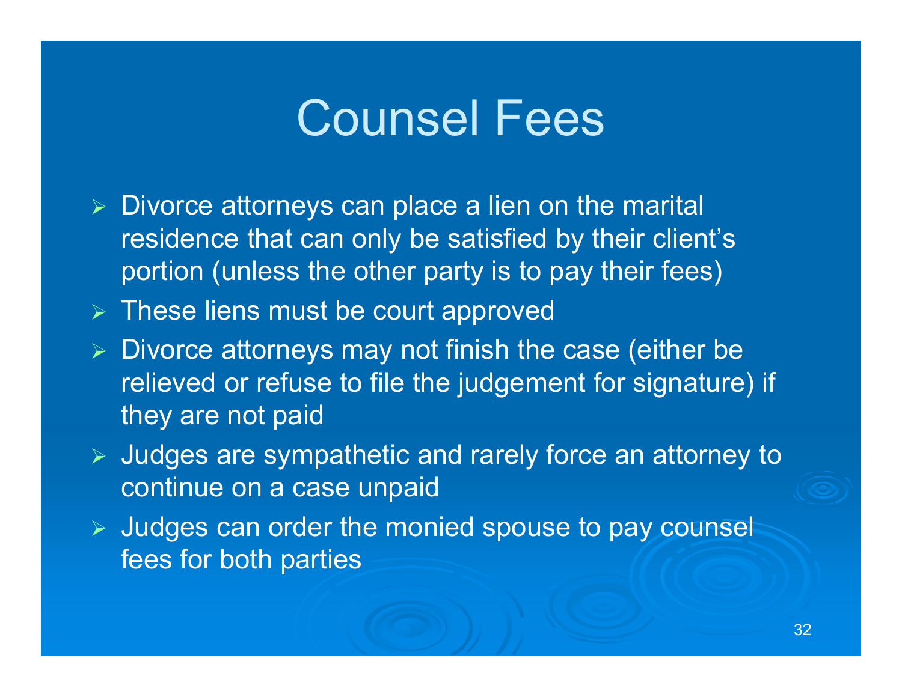# Counsel Fees

- Divorce attorneys can place a lien on the marital residence that can only be satisfied by their client's portion (unless the other party is to pay their fees)
- These liens must be court approved
- Divorce attorneys may not finish the case (either be relieved or refuse to file the judgement for signature) if they are not paid
- Judges are sympathetic and rarely force an attorney to continue on a case unpaid
- Judges can order the monied spouse to pay counsel fees for both parties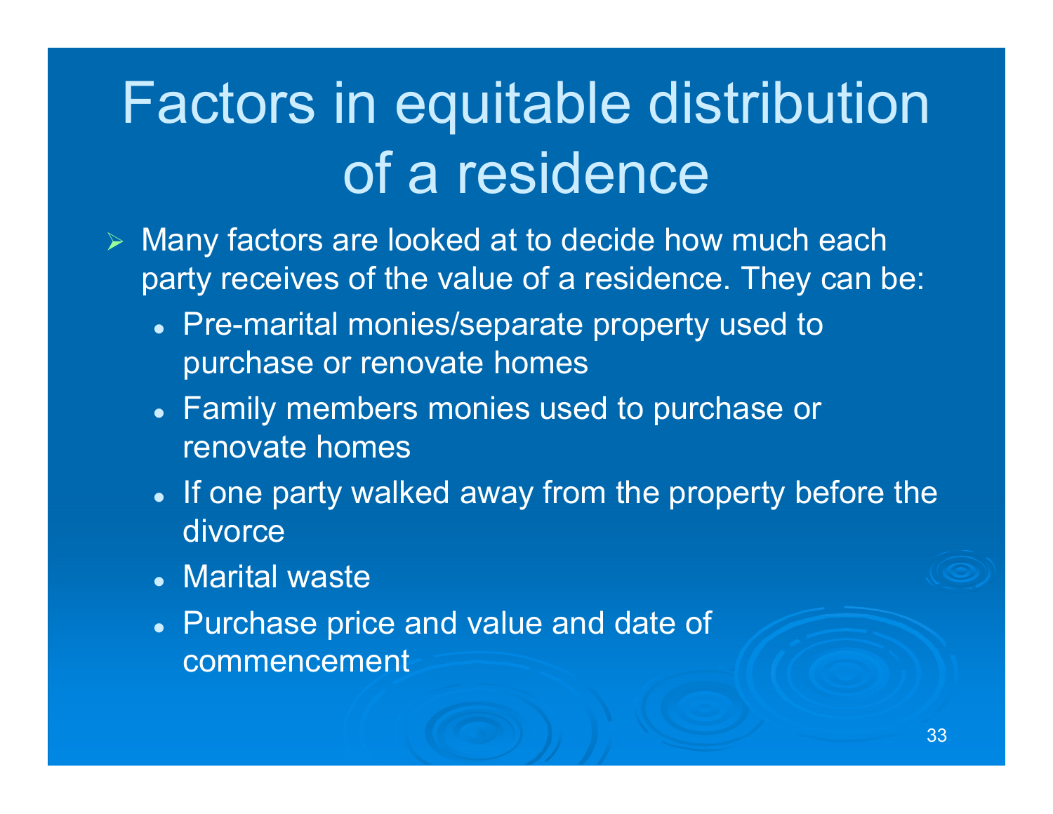# Factors in equitable distribution of a residence

- Many factors are looked at to decide how much each party receives of the value of a residence. They can be:
  - Pre-marital monies/separate property used to purchase or renovate homes
  - Family members monies used to purchase or renovate homes
  - If one party walked away from the property before the divorce
  - Marital waste
  - Purchase price and value and date of commencement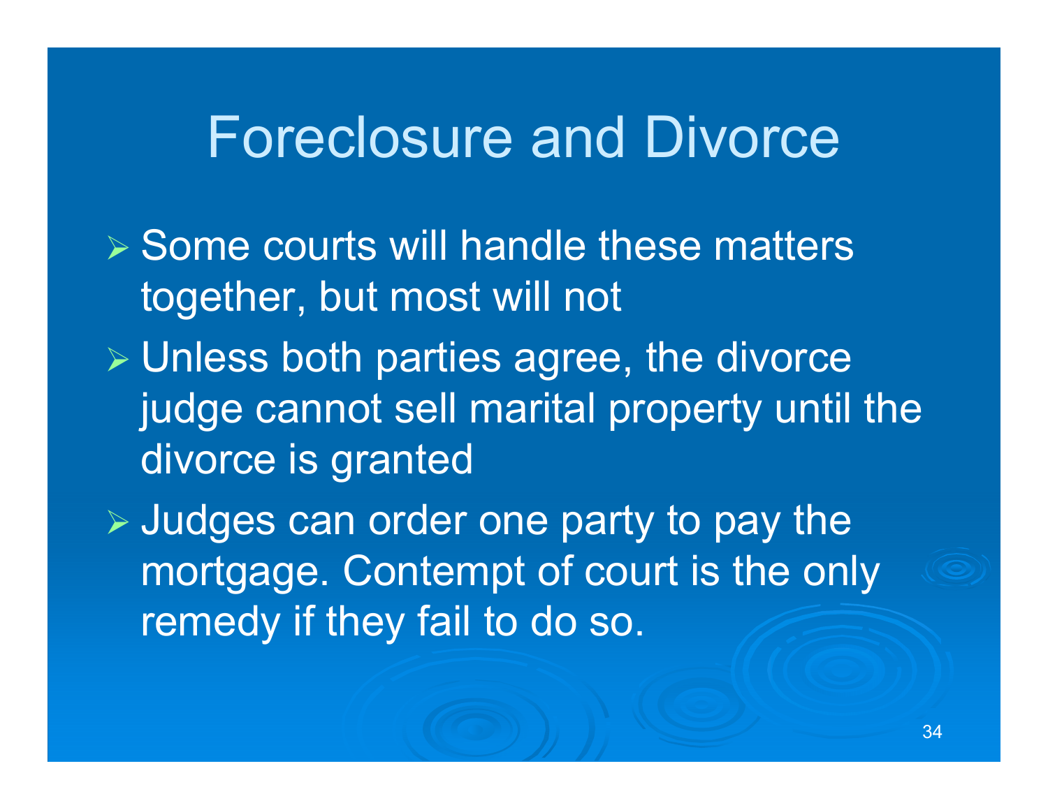# Foreclosure and Divorce

- Some courts will handle these matters together, but most will not
- Unless both parties agree, the divorce judge cannot sell marital property until the divorce is granted
- Judges can order one party to pay the mortgage. Contempt of court is the only remedy if they fail to do so.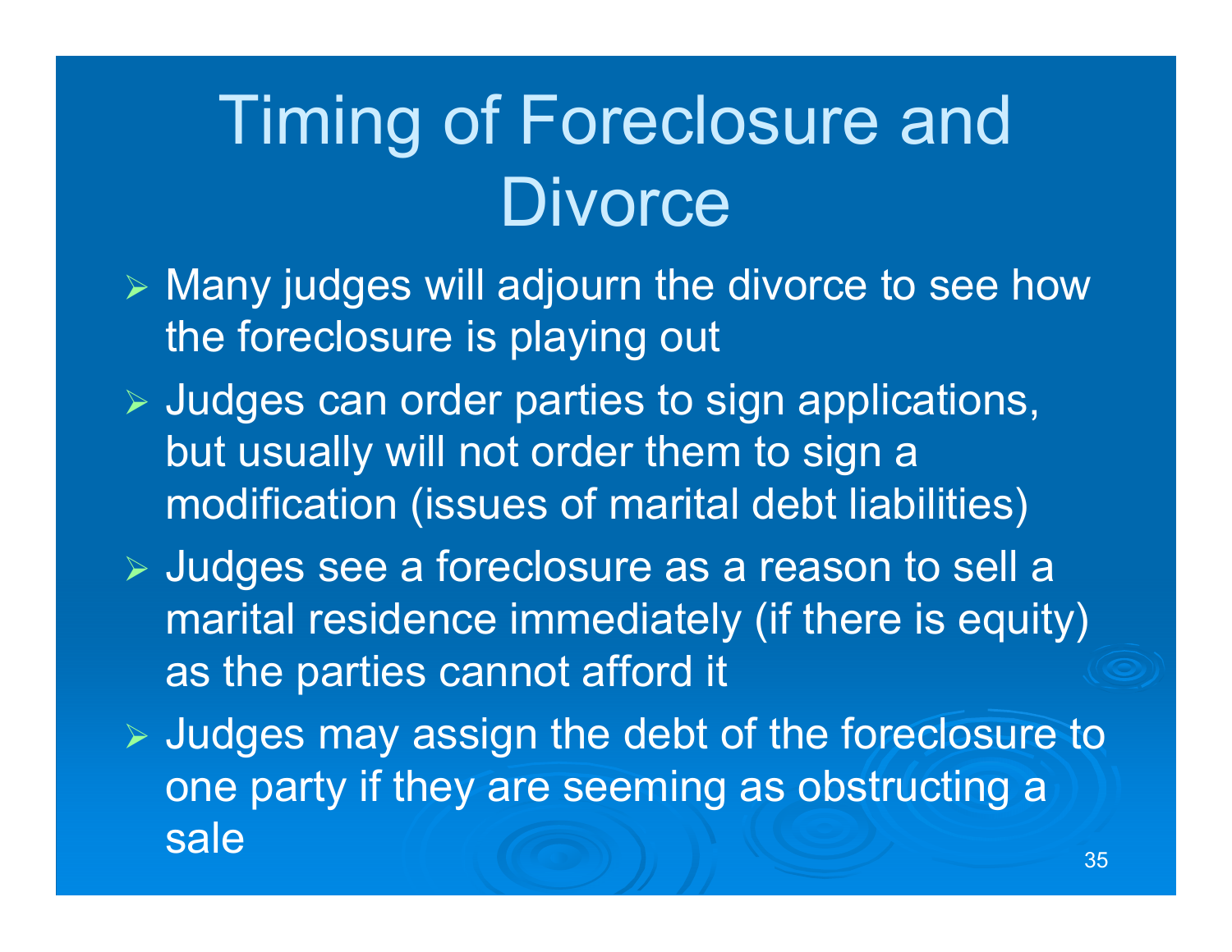# Timing of Foreclosure and Divorce

- Many judges will adjourn the divorce to see how the foreclosure is playing out
- Judges can order parties to sign applications, but usually will not order them to sign a modification (issues of marital debt liabilities)
- Judges see a foreclosure as a reason to sell a marital residence immediately (if there is equity) as the parties cannot afford it
- Judges may assign the debt of the foreclosure to one party if they are seeming as obstructing a sale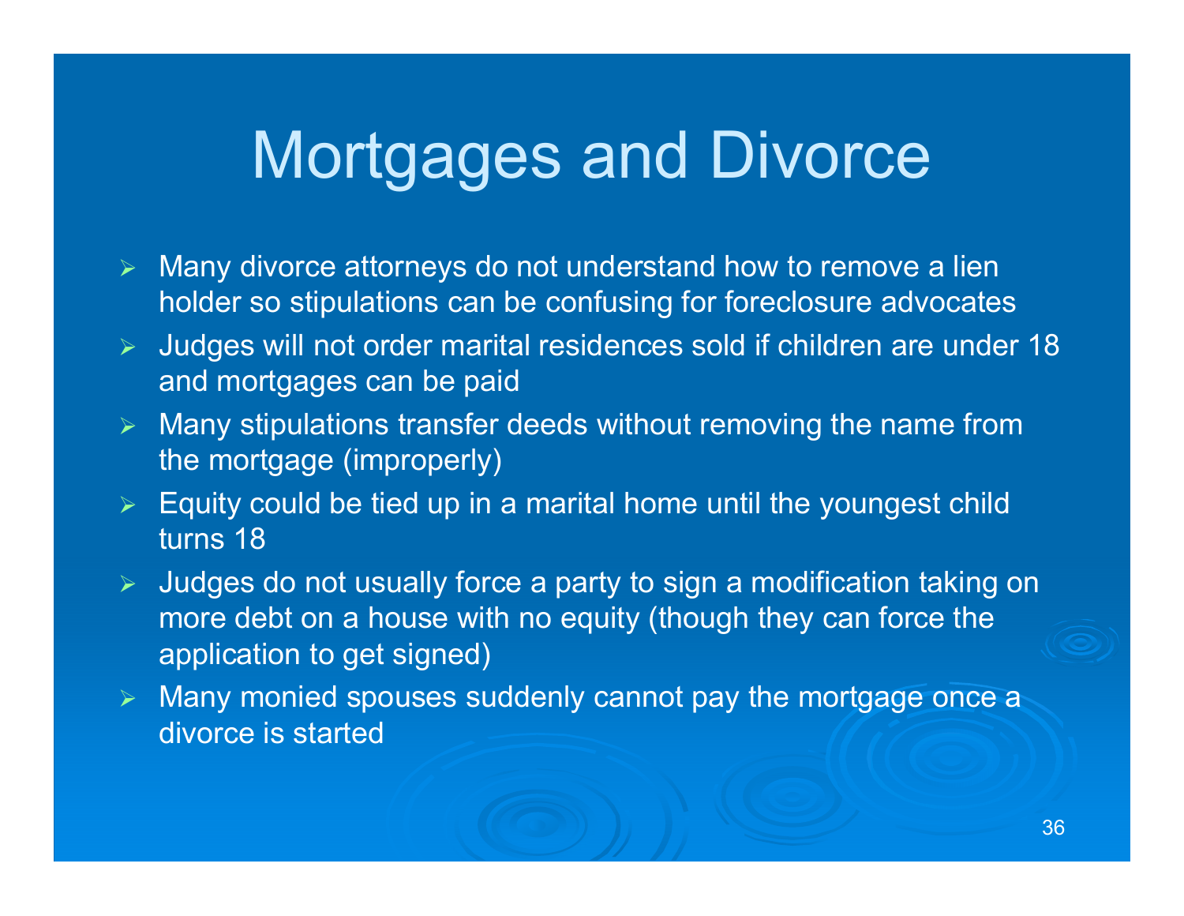# Mortgages and Divorce

- Many divorce attorneys do not understand how to remove a lien holder so stipulations can be confusing for foreclosure advocates
- Judges will not order marital residences sold if children are under 18 and mortgages can be paid
- Many stipulations transfer deeds without removing the name from the mortgage (improperly)
- Equity could be tied up in a marital home until the youngest child turns 18
- Judges do not usually force a party to sign a modification taking on more debt on a house with no equity (though they can force the application to get signed)
- Many monied spouses suddenly cannot pay the mortgage once a divorce is started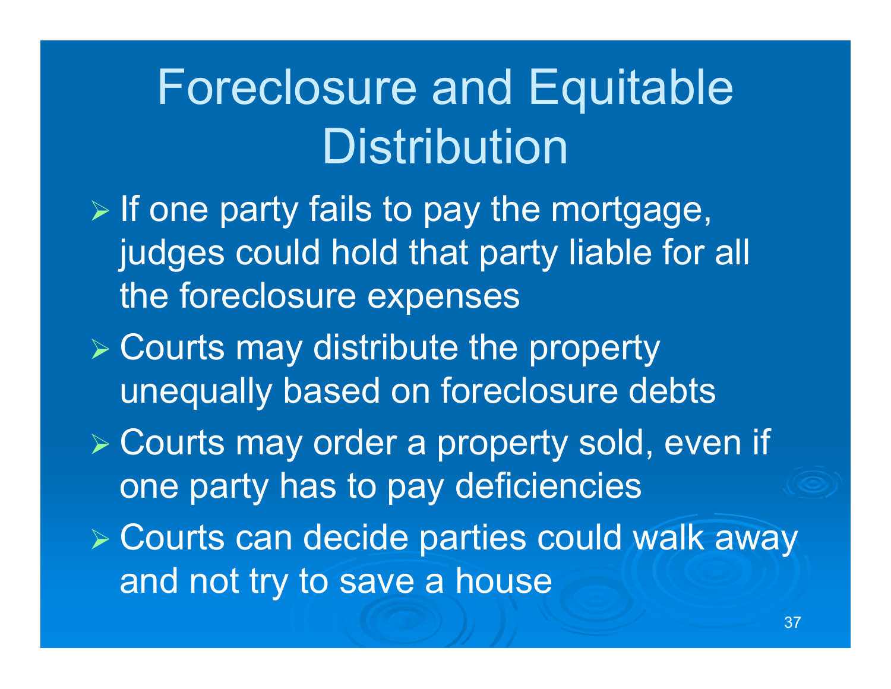# Foreclosure and Equitable Distribution

- If one party fails to pay the mortgage, judges could hold that party liable for all the foreclosure expenses
- Courts may distribute the property unequally based on foreclosure debts
- Courts may order a property sold, even if one party has to pay deficiencies
- Courts can decide parties could walk away and not try to save a house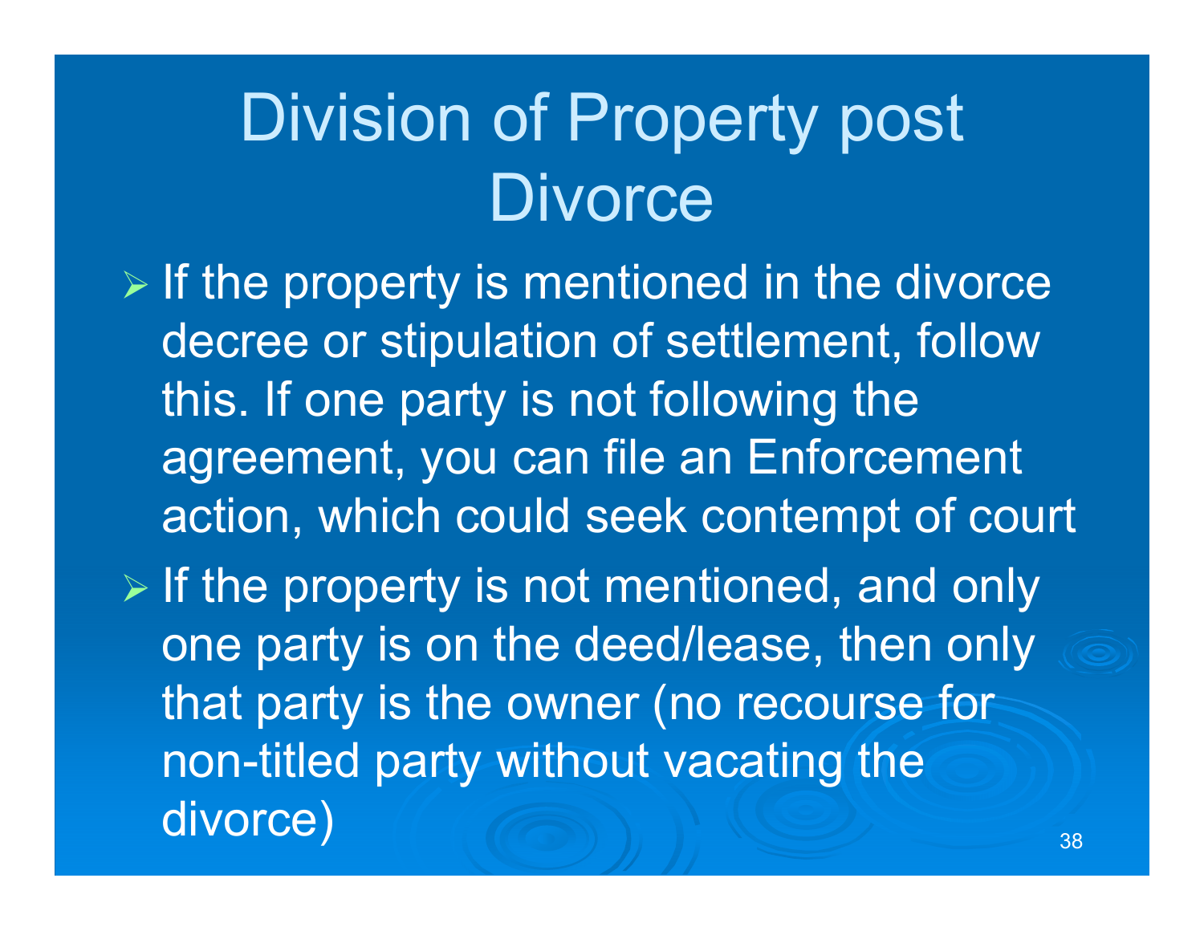# Division of Property post Divorce

- If the property is mentioned in the divorce decree or stipulation of settlement, follow this. If one party is not following the agreement, you can file an Enforcement action, which could seek contempt of court
- If the property is not mentioned, and only one party is on the deed/lease, then only that party is the owner (no recourse for non-titled party without vacating the divorce)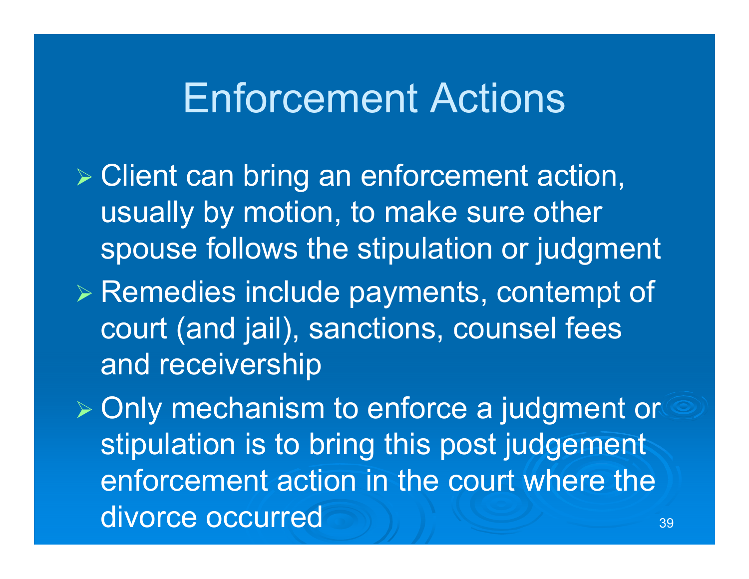# Enforcement Actions

- Client can bring an enforcement action, usually by motion, to make sure other spouse follows the stipulation or judgment
- Remedies include payments, contempt of court (and jail), sanctions, counsel fees and receivership
- Only mechanism to enforce a judgment or stipulation is to bring this post judgement enforcement action in the court where the divorce occurred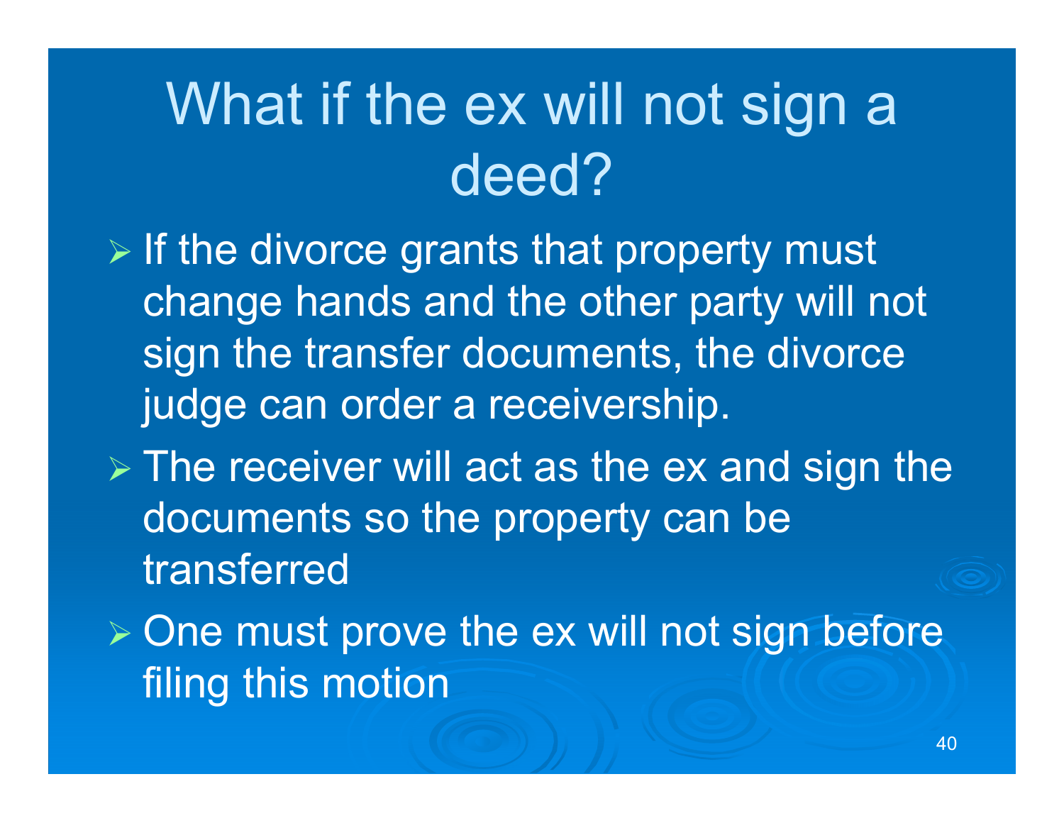# What if the ex will not sign a deed?

- If the divorce grants that property must change hands and the other party will not sign the transfer documents, the divorce judge can order a receivership.
- The receiver will act as the ex and sign the documents so the property can be transferred
- One must prove the ex will not sign before filing this motion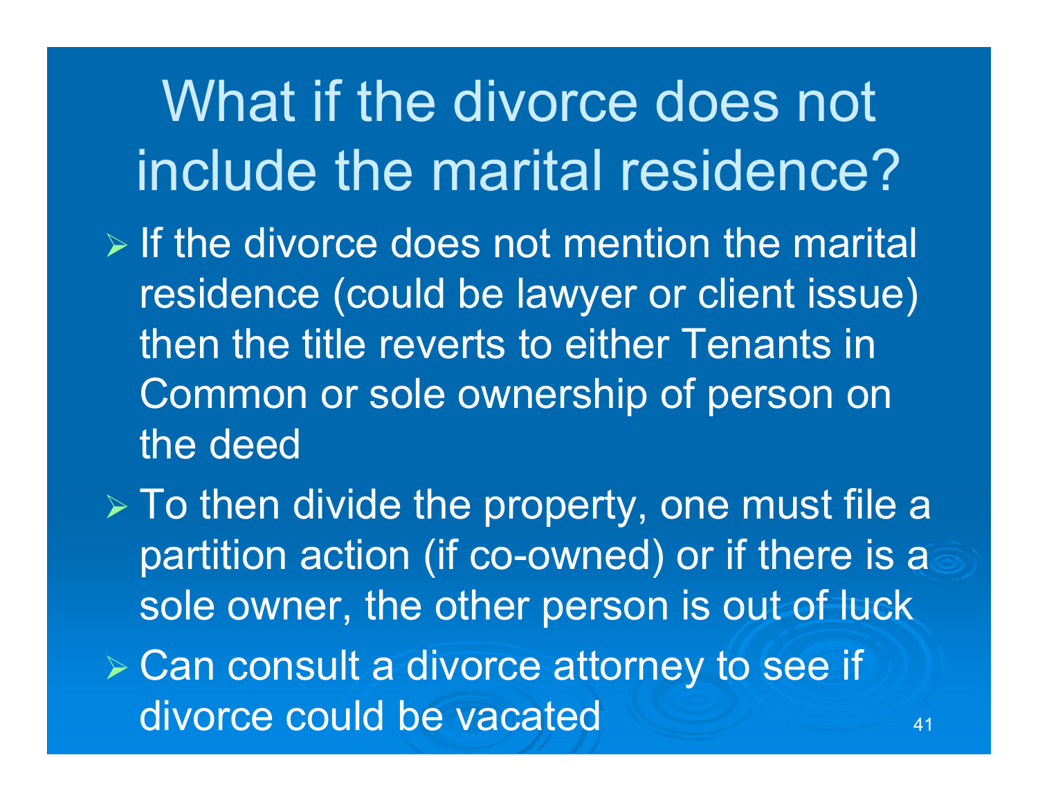# What if the divorce does not include the marital residence?

- If the divorce does not mention the marital residence (could be lawyer or client issue) then the title reverts to either Tenants in Common or sole ownership of person on the deed
- To then divide the property, one must file a partition action (if co-owned) or if there is a sole owner, the other person is out of luck
- Can consult a divorce attorney to see if divorce could be vacated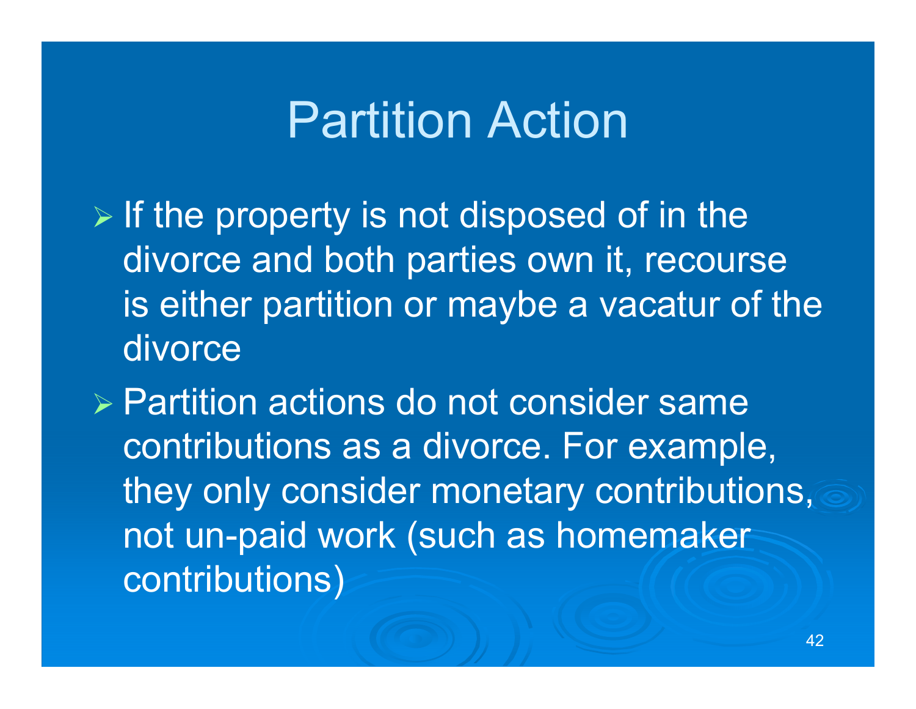# Partition Action

- If the property is not disposed of in the divorce and both parties own it, recourse is either partition or maybe a vacatur of the divorce
- Partition actions do not consider same contributions as a divorce. For example, they only consider monetary contributions, not un-paid work (such as homemaker contributions)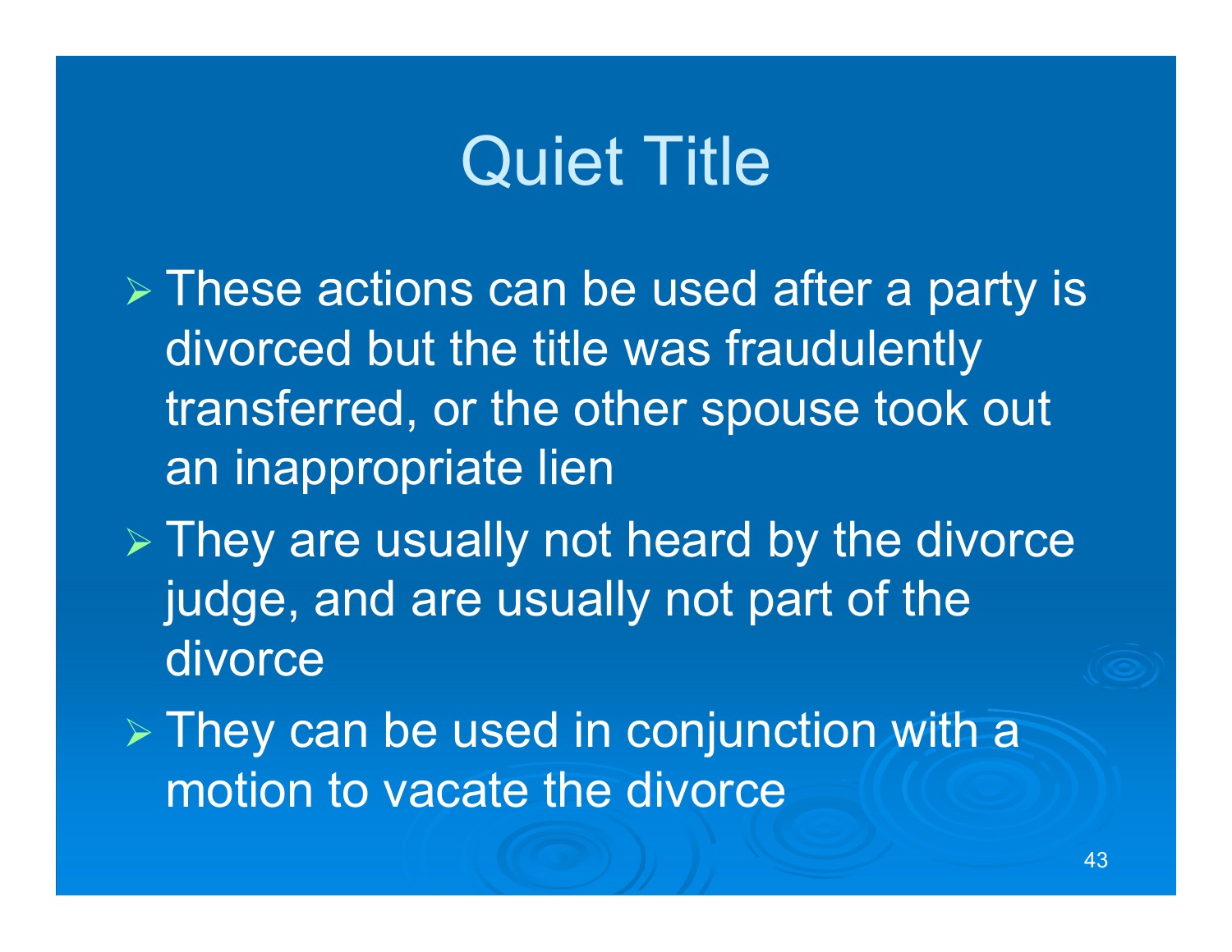# Quiet Title

- These actions can be used after a party is divorced but the title was fraudulently transferred, or the other spouse took out an inappropriate lien
- They are usually not heard by the divorce judge, and are usually not part of the divorce
- They can be used in conjunction with a motion to vacate the divorce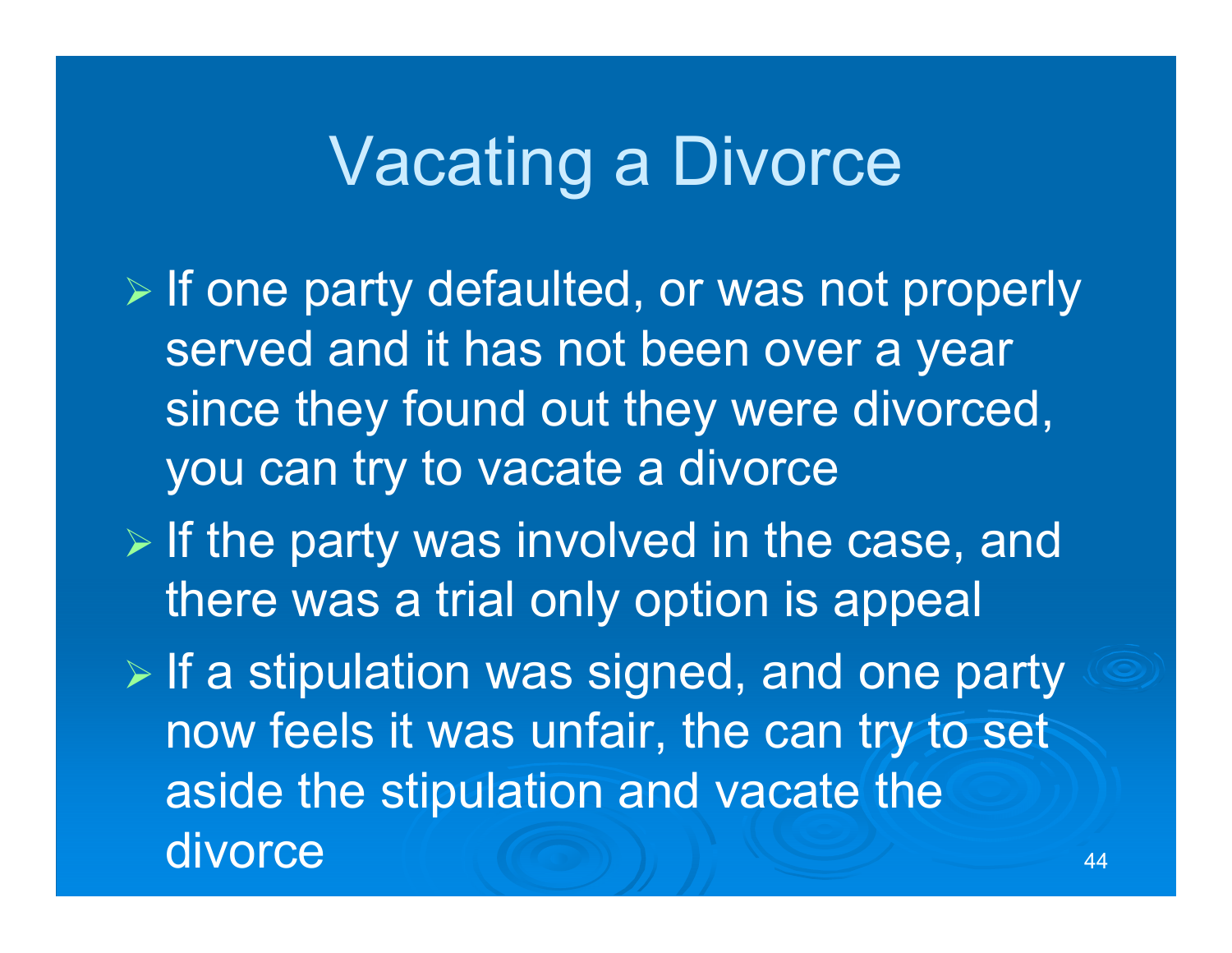# Vacating a Divorce

- If one party defaulted, or was not properly served and it has not been over a year since they found out they were divorced, you can try to vacate a divorce
- If the party was involved in the case, and there was a trial only option is appeal
- If a stipulation was signed, and one party now feels it was unfair, the can try to set aside the stipulation and vacate the divorce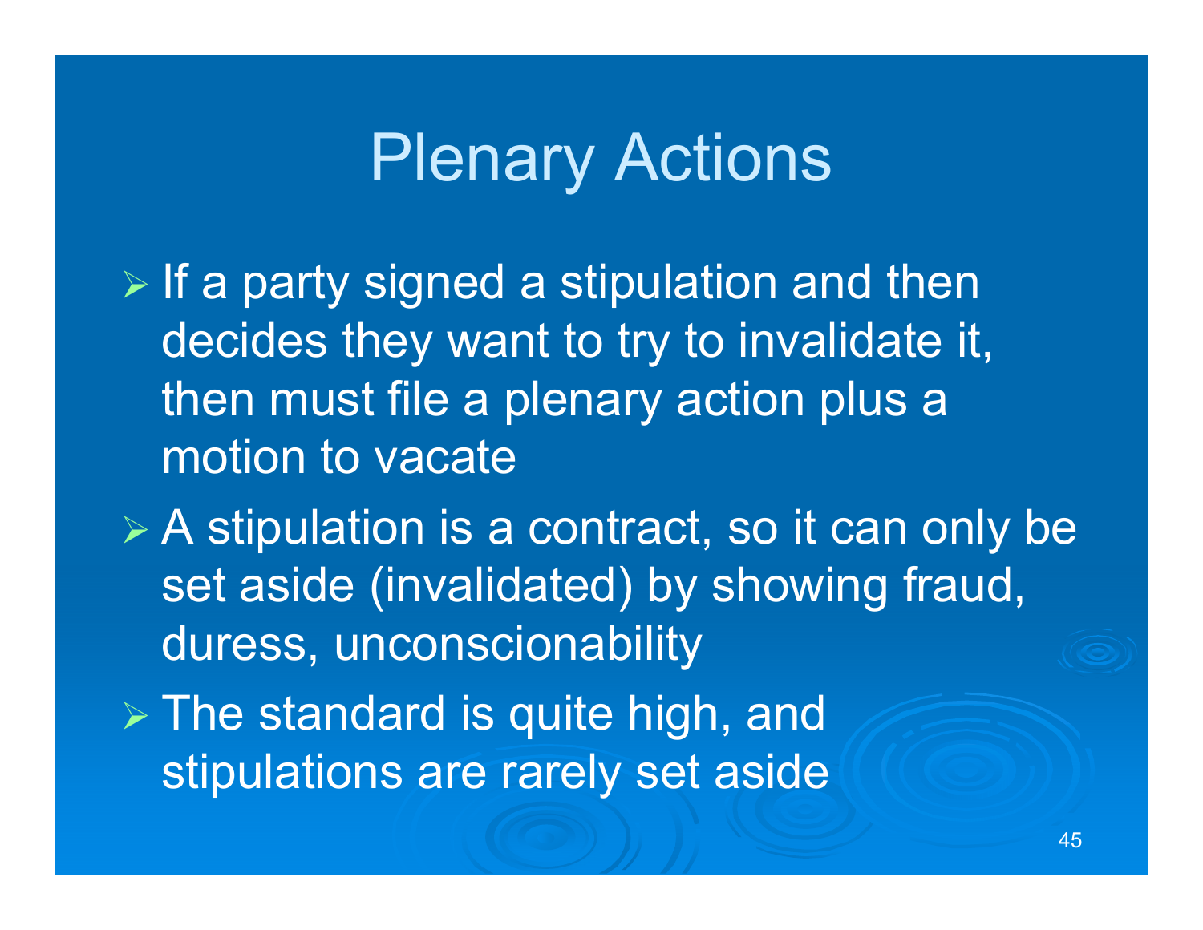# Plenary Actions

- If a party signed a stipulation and then decides they want to try to invalidate it, then must file a plenary action plus a motion to vacate
- A stipulation is a contract, so it can only be set aside (invalidated) by showing fraud, duress, unconscionability
- The standard is quite high, and stipulations are rarely set aside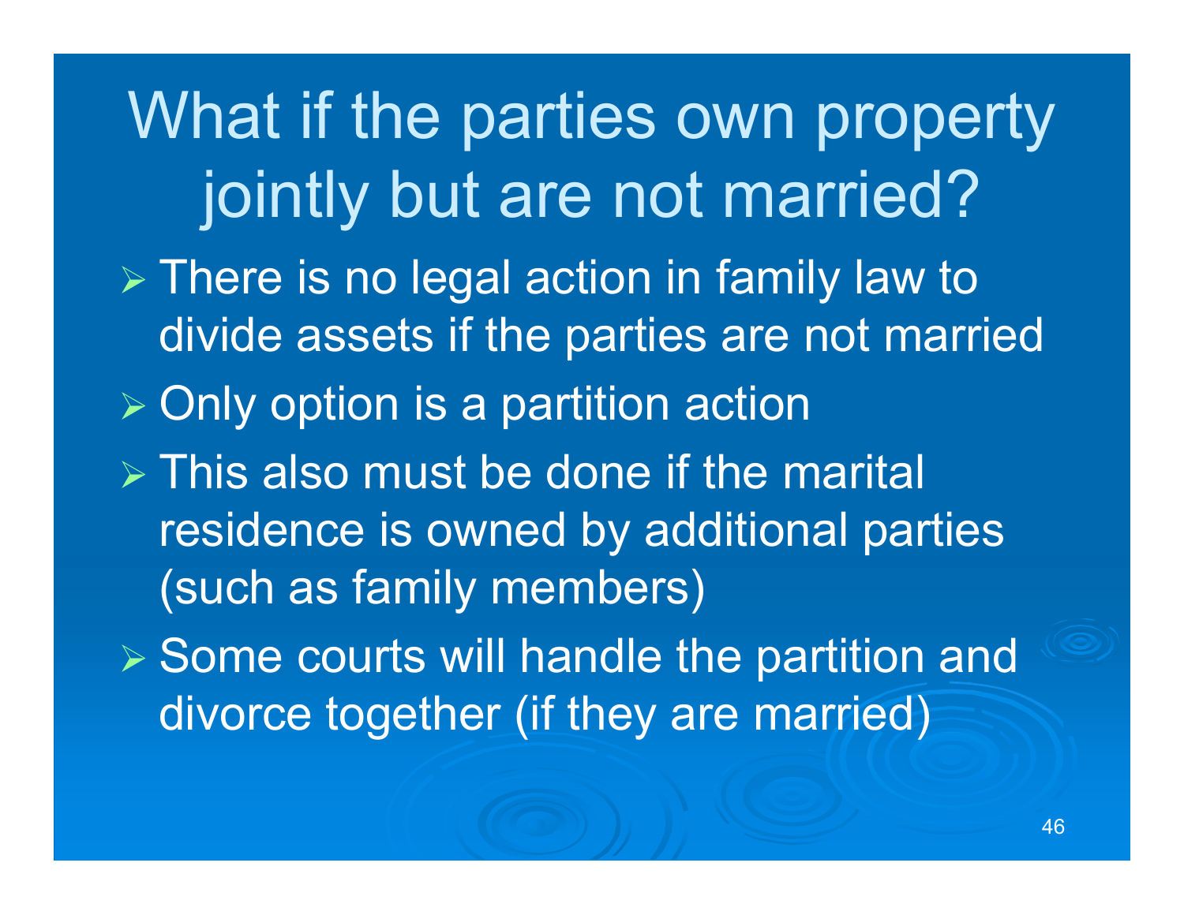# What if the parties own property jointly but are not married?

- There is no legal action in family law to divide assets if the parties are not married
- Only option is a partition action
- This also must be done if the marital residence is owned by additional parties (such as family members)
- Some courts will handle the partition and divorce together (if they are married)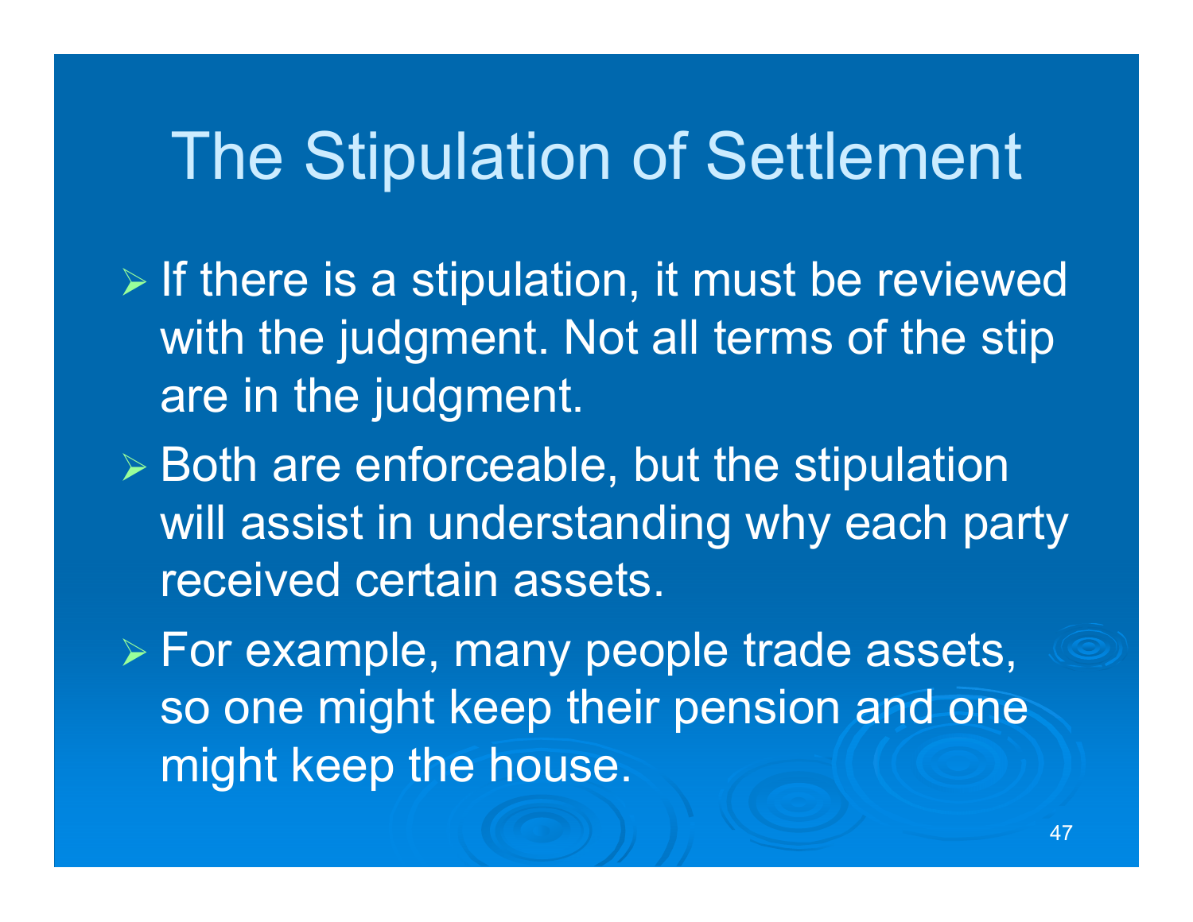# The Stipulation of Settlement

- If there is a stipulation, it must be reviewed with the judgment. Not all terms of the stip are in the judgment.
- Both are enforceable, but the stipulation will assist in understanding why each party received certain assets.
- For example, many people trade assets, so one might keep their pension and one might keep the house.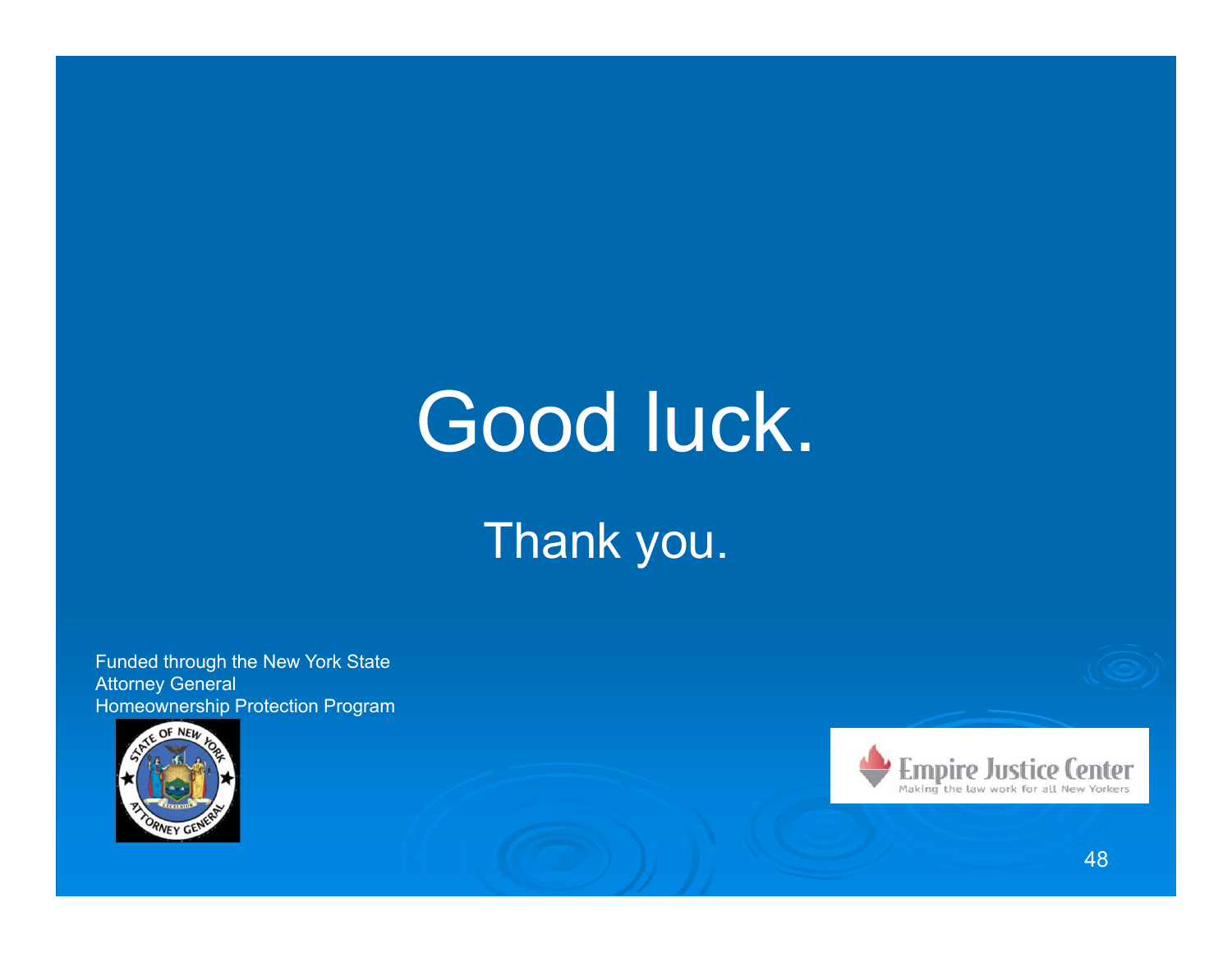# Good luck.

## Thank you.

Funded through the New York State Attorney General Homeownership Protection Program

Empire Justice Center
Making the law work for all New Yorkers